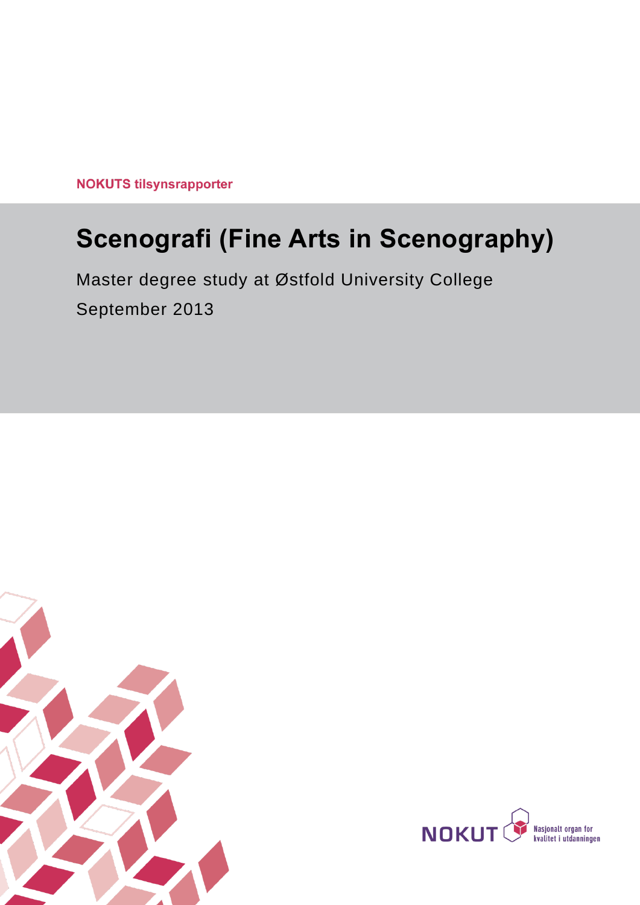NOKUTS tilsynsrapporter

# Scenografi (Fine Arts in Scenography)

Master degree study at Østfold University College

September 2013

NOKUT Nasjonalt organ for kvalitet i utdanningen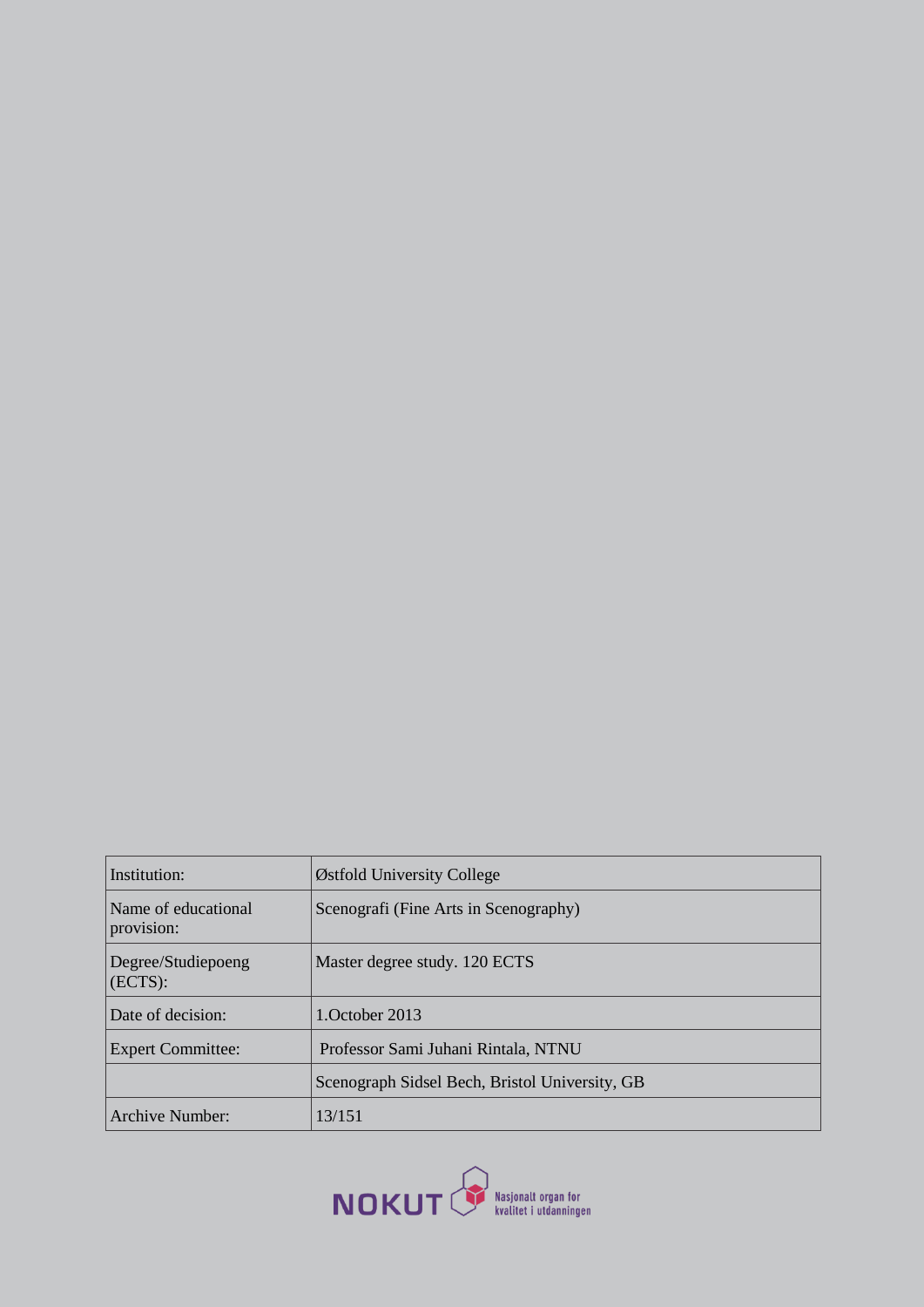| Institution: | Østfold University College |
| --- | --- |
| Name of educational provision: | Scenografi (Fine Arts in Scenography) |
| Degree/Studiepoeng (ECTS): | Master degree study. 120 ECTS |
| Date of decision: | 1.October 2013 |
| Expert Committee: | Professor Sami Juhani Rintala, NTNU |
| | Scenograph Sidsel Bech, Bristol University, GB |
| Archive Number: | 13/151 |

NOKUT Nasjonalt organ for kvalitet i utdanningen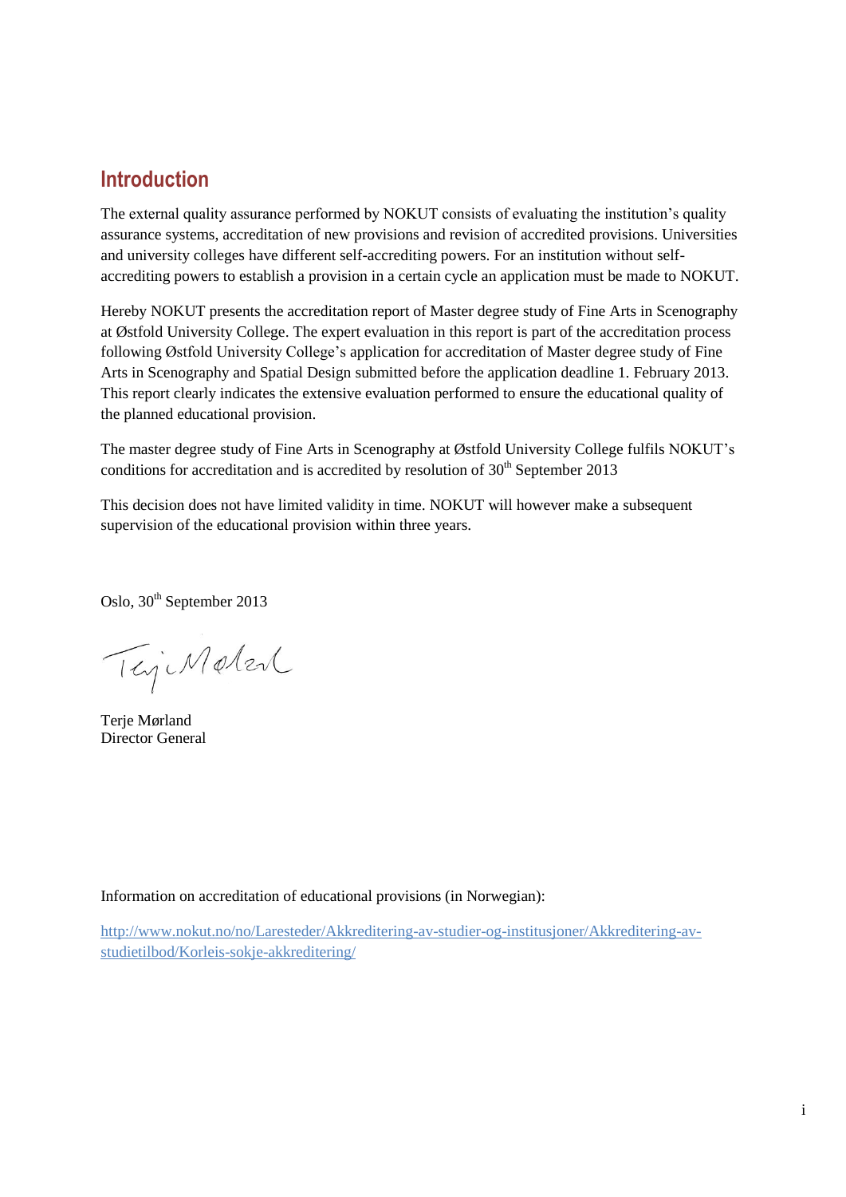## Introduction

The external quality assurance performed by NOKUT consists of evaluating the institution's quality assurance systems, accreditation of new provisions and revision of accredited provisions. Universities and university colleges have different self-accrediting powers. For an institution without self-accrediting powers to establish a provision in a certain cycle an application must be made to NOKUT.

Hereby NOKUT presents the accreditation report of Master degree study of Fine Arts in Scenography at Østfold University College. The expert evaluation in this report is part of the accreditation process following Østfold University College's application for accreditation of Master degree study of Fine Arts in Scenography and Spatial Design submitted before the application deadline 1. February 2013. This report clearly indicates the extensive evaluation performed to ensure the educational quality of the planned educational provision.

The master degree study of Fine Arts in Scenography at Østfold University College fulfils NOKUT's conditions for accreditation and is accredited by resolution of 30th September 2013

This decision does not have limited validity in time. NOKUT will however make a subsequent supervision of the educational provision within three years.

Oslo, 30th September 2013

Terje Mørland
Director General

Information on accreditation of educational provisions (in Norwegian):

http://www.nokut.no/no/Laresteder/Akkreditering-av-studier-og-institusjoner/Akkreditering-av-studietilbod/Korleis-sokje-akkreditering/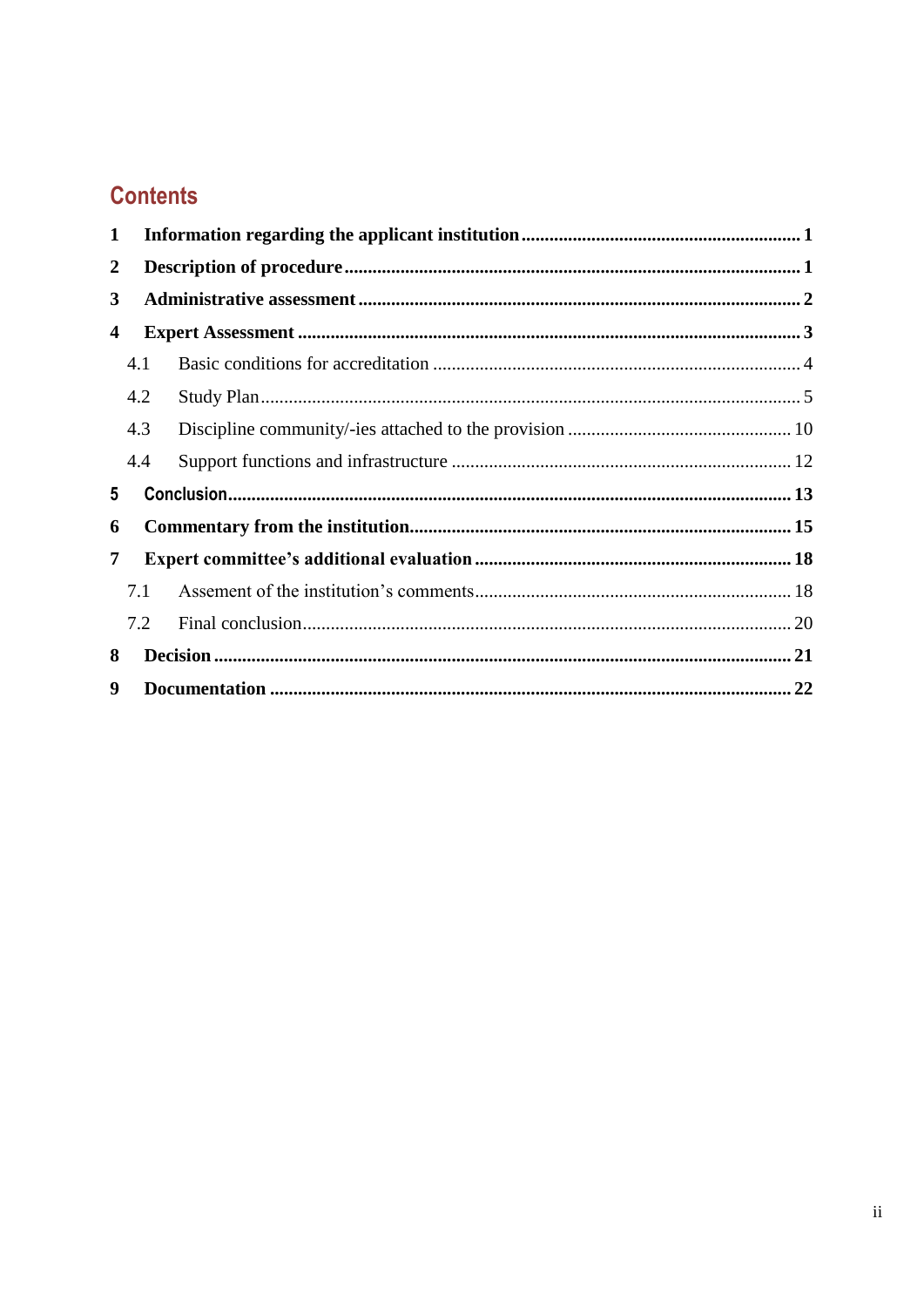## Contents

**1 Information regarding the applicant institution** ..... **1**

**2 Description of procedure** ..... **1**

**3 Administrative assessment** ..... **2**

**4 Expert Assessment** ..... **3**

- 4.1 Basic conditions for accreditation ..... 4
- 4.2 Study Plan ..... 5
- 4.3 Discipline community/-ies attached to the provision ..... 10
- 4.4 Support functions and infrastructure ..... 12

**5 Conclusion** ..... **13**

**6 Commentary from the institution** ..... **15**

**7 Expert committee's additional evaluation** ..... **18**

- 7.1 Assement of the institution's comments ..... 18
- 7.2 Final conclusion ..... 20

**8 Decision** ..... **21**

**9 Documentation** ..... **22**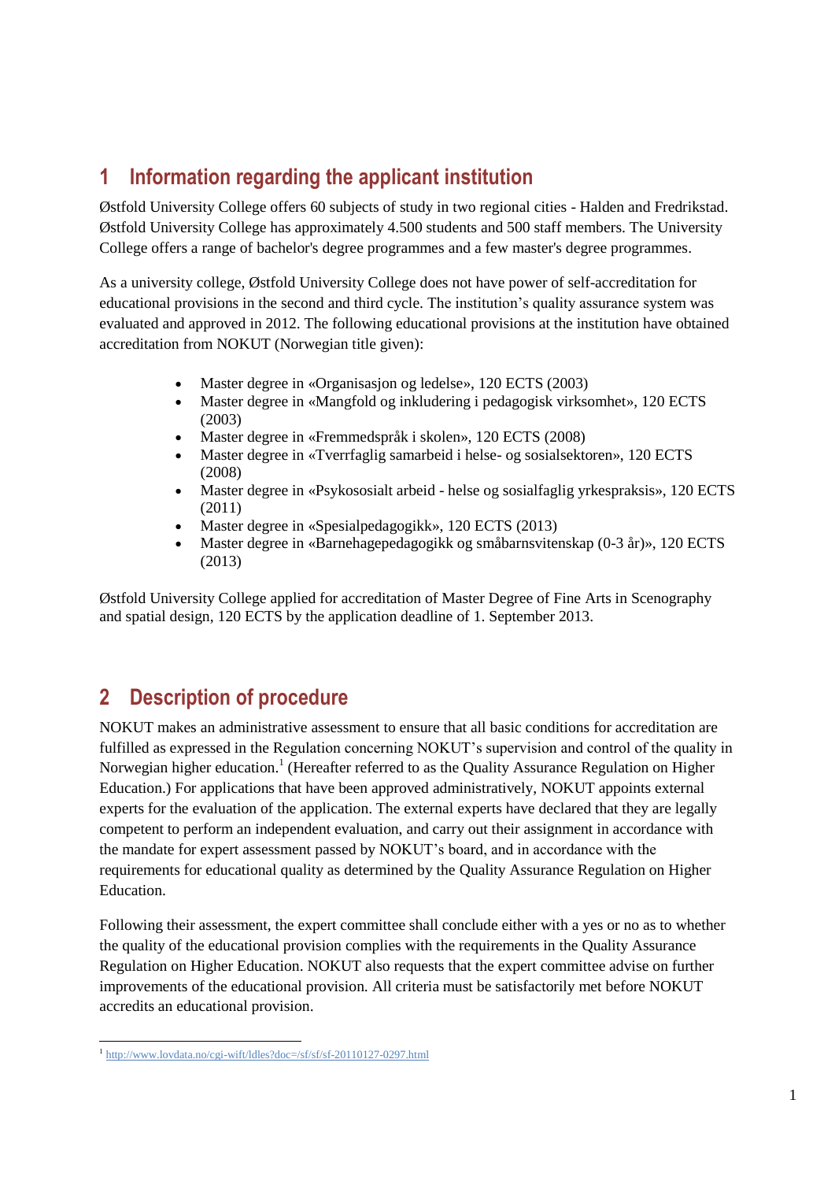# 1 Information regarding the applicant institution

Østfold University College offers 60 subjects of study in two regional cities - Halden and Fredrikstad. Østfold University College has approximately 4.500 students and 500 staff members. The University College offers a range of bachelor's degree programmes and a few master's degree programmes.

As a university college, Østfold University College does not have power of self-accreditation for educational provisions in the second and third cycle. The institution's quality assurance system was evaluated and approved in 2012. The following educational provisions at the institution have obtained accreditation from NOKUT (Norwegian title given):

- Master degree in «Organisasjon og ledelse», 120 ECTS (2003)
- Master degree in «Mangfold og inkludering i pedagogisk virksomhet», 120 ECTS (2003)
- Master degree in «Fremmedspråk i skolen», 120 ECTS (2008)
- Master degree in «Tverrfaglig samarbeid i helse- og sosialsektoren», 120 ECTS (2008)
- Master degree in «Psykososialt arbeid - helse og sosialfaglig yrkespraksis», 120 ECTS (2011)
- Master degree in «Spesialpedagogikk», 120 ECTS (2013)
- Master degree in «Barnehagepedagogikk og småbarnsvitenskap (0-3 år)», 120 ECTS (2013)

Østfold University College applied for accreditation of Master Degree of Fine Arts in Scenography and spatial design, 120 ECTS by the application deadline of 1. September 2013.

# 2 Description of procedure

NOKUT makes an administrative assessment to ensure that all basic conditions for accreditation are fulfilled as expressed in the Regulation concerning NOKUT's supervision and control of the quality in Norwegian higher education.[1] (Hereafter referred to as the Quality Assurance Regulation on Higher Education.) For applications that have been approved administratively, NOKUT appoints external experts for the evaluation of the application. The external experts have declared that they are legally competent to perform an independent evaluation, and carry out their assignment in accordance with the mandate for expert assessment passed by NOKUT's board, and in accordance with the requirements for educational quality as determined by the Quality Assurance Regulation on Higher Education.

Following their assessment, the expert committee shall conclude either with a yes or no as to whether the quality of the educational provision complies with the requirements in the Quality Assurance Regulation on Higher Education. NOKUT also requests that the expert committee advise on further improvements of the educational provision. All criteria must be satisfactorily met before NOKUT accredits an educational provision.

[1] http://www.lovdata.no/cgi-wift/ldles?doc=/sf/sf/sf-20110127-0297.html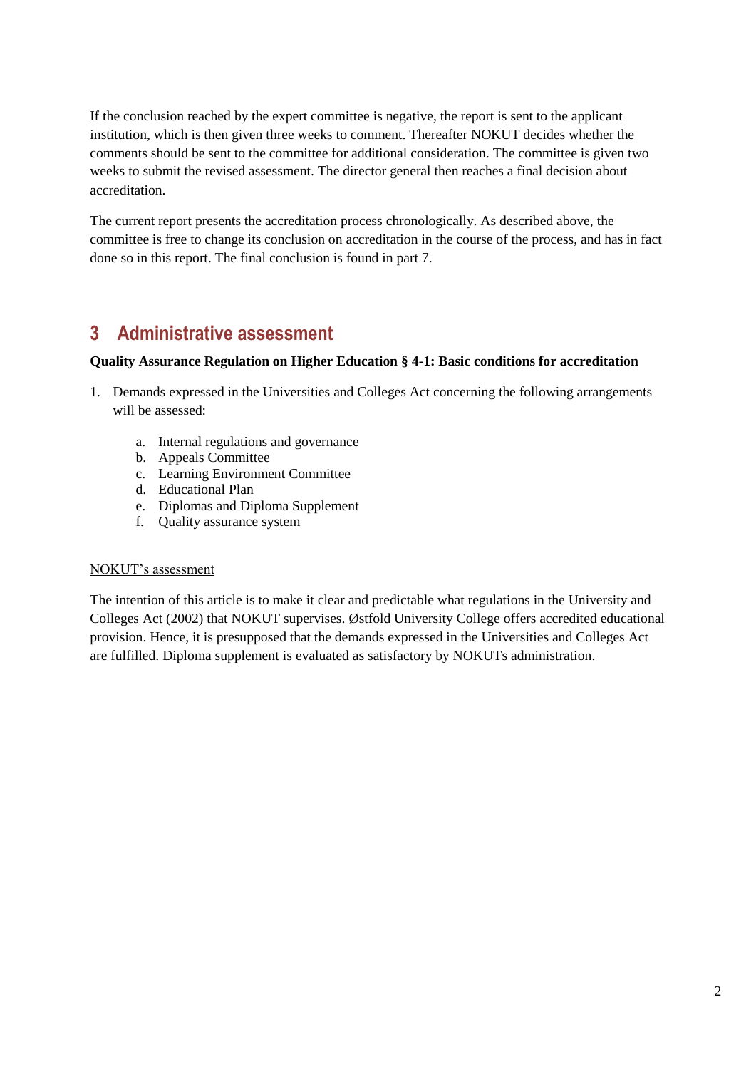If the conclusion reached by the expert committee is negative, the report is sent to the applicant institution, which is then given three weeks to comment. Thereafter NOKUT decides whether the comments should be sent to the committee for additional consideration. The committee is given two weeks to submit the revised assessment. The director general then reaches a final decision about accreditation.

The current report presents the accreditation process chronologically. As described above, the committee is free to change its conclusion on accreditation in the course of the process, and has in fact done so in this report. The final conclusion is found in part 7.

# 3 Administrative assessment

**Quality Assurance Regulation on Higher Education § 4-1: Basic conditions for accreditation**

1. Demands expressed in the Universities and Colleges Act concerning the following arrangements will be assessed:

    a. Internal regulations and governance
    b. Appeals Committee
    c. Learning Environment Committee
    d. Educational Plan
    e. Diplomas and Diploma Supplement
    f. Quality assurance system

NOKUT's assessment

The intention of this article is to make it clear and predictable what regulations in the University and Colleges Act (2002) that NOKUT supervises. Østfold University College offers accredited educational provision. Hence, it is presupposed that the demands expressed in the Universities and Colleges Act are fulfilled. Diploma supplement is evaluated as satisfactory by NOKUTs administration.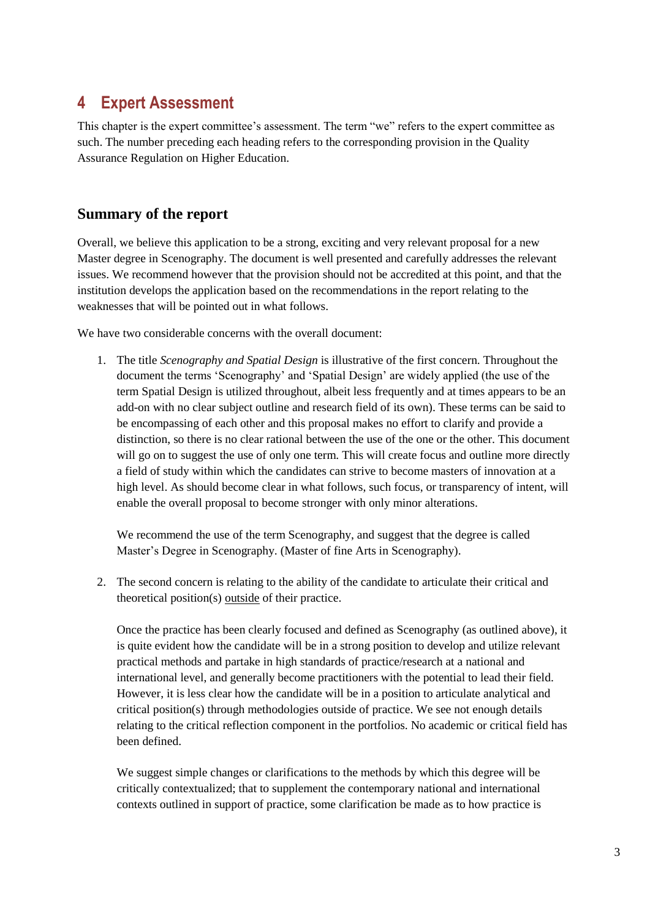# 4 Expert Assessment

This chapter is the expert committee's assessment. The term "we" refers to the expert committee as such. The number preceding each heading refers to the corresponding provision in the Quality Assurance Regulation on Higher Education.

## Summary of the report

Overall, we believe this application to be a strong, exciting and very relevant proposal for a new Master degree in Scenography. The document is well presented and carefully addresses the relevant issues. We recommend however that the provision should not be accredited at this point, and that the institution develops the application based on the recommendations in the report relating to the weaknesses that will be pointed out in what follows.

We have two considerable concerns with the overall document:

1. The title *Scenography and Spatial Design* is illustrative of the first concern. Throughout the document the terms 'Scenography' and 'Spatial Design' are widely applied (the use of the term Spatial Design is utilized throughout, albeit less frequently and at times appears to be an add-on with no clear subject outline and research field of its own). These terms can be said to be encompassing of each other and this proposal makes no effort to clarify and provide a distinction, so there is no clear rational between the use of the one or the other. This document will go on to suggest the use of only one term. This will create focus and outline more directly a field of study within which the candidates can strive to become masters of innovation at a high level. As should become clear in what follows, such focus, or transparency of intent, will enable the overall proposal to become stronger with only minor alterations.

   We recommend the use of the term Scenography, and suggest that the degree is called Master's Degree in Scenography. (Master of fine Arts in Scenography).

2. The second concern is relating to the ability of the candidate to articulate their critical and theoretical position(s) <u>outside</u> of their practice.

   Once the practice has been clearly focused and defined as Scenography (as outlined above), it is quite evident how the candidate will be in a strong position to develop and utilize relevant practical methods and partake in high standards of practice/research at a national and international level, and generally become practitioners with the potential to lead their field. However, it is less clear how the candidate will be in a position to articulate analytical and critical position(s) through methodologies outside of practice. We see not enough details relating to the critical reflection component in the portfolios. No academic or critical field has been defined.

   We suggest simple changes or clarifications to the methods by which this degree will be critically contextualized; that to supplement the contemporary national and international contexts outlined in support of practice, some clarification be made as to how practice is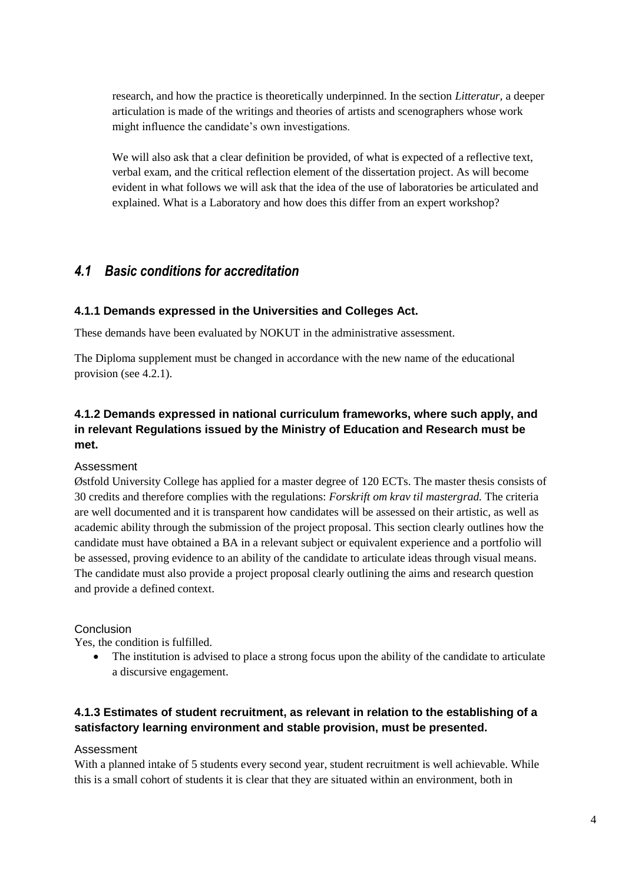research, and how the practice is theoretically underpinned. In the section *Litteratur*, a deeper articulation is made of the writings and theories of artists and scenographers whose work might influence the candidate's own investigations.

We will also ask that a clear definition be provided, of what is expected of a reflective text, verbal exam, and the critical reflection element of the dissertation project. As will become evident in what follows we will ask that the idea of the use of laboratories be articulated and explained. What is a Laboratory and how does this differ from an expert workshop?

## *4.1 Basic conditions for accreditation*

### 4.1.1 Demands expressed in the Universities and Colleges Act.

These demands have been evaluated by NOKUT in the administrative assessment.

The Diploma supplement must be changed in accordance with the new name of the educational provision (see 4.2.1).

### 4.1.2 Demands expressed in national curriculum frameworks, where such apply, and in relevant Regulations issued by the Ministry of Education and Research must be met.

Assessment

Østfold University College has applied for a master degree of 120 ECTs. The master thesis consists of 30 credits and therefore complies with the regulations: *Forskrift om krav til mastergrad.* The criteria are well documented and it is transparent how candidates will be assessed on their artistic, as well as academic ability through the submission of the project proposal. This section clearly outlines how the candidate must have obtained a BA in a relevant subject or equivalent experience and a portfolio will be assessed, proving evidence to an ability of the candidate to articulate ideas through visual means. The candidate must also provide a project proposal clearly outlining the aims and research question and provide a defined context.

Conclusion

Yes, the condition is fulfilled.

- The institution is advised to place a strong focus upon the ability of the candidate to articulate a discursive engagement.

### 4.1.3 Estimates of student recruitment, as relevant in relation to the establishing of a satisfactory learning environment and stable provision, must be presented.

Assessment

With a planned intake of 5 students every second year, student recruitment is well achievable. While this is a small cohort of students it is clear that they are situated within an environment, both in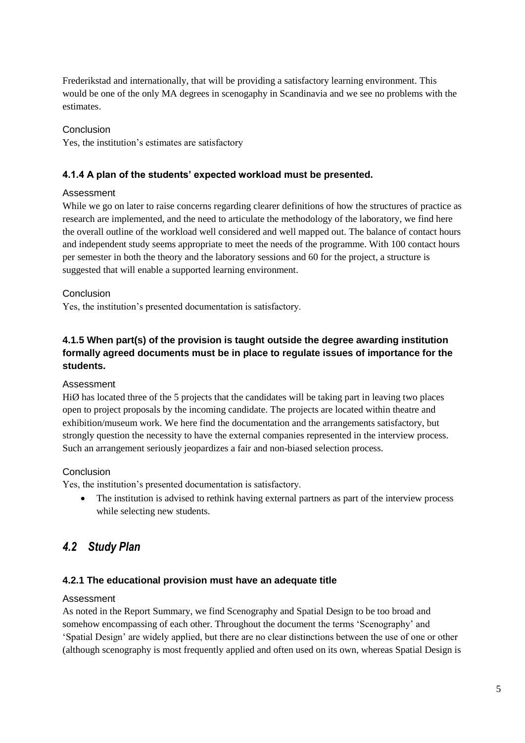Frederikstad and internationally, that will be providing a satisfactory learning environment. This would be one of the only MA degrees in scenogaphy in Scandinavia and we see no problems with the estimates.

Conclusion

Yes, the institution's estimates are satisfactory

#### 4.1.4 A plan of the students' expected workload must be presented.

Assessment

While we go on later to raise concerns regarding clearer definitions of how the structures of practice as research are implemented, and the need to articulate the methodology of the laboratory, we find here the overall outline of the workload well considered and well mapped out. The balance of contact hours and independent study seems appropriate to meet the needs of the programme. With 100 contact hours per semester in both the theory and the laboratory sessions and 60 for the project, a structure is suggested that will enable a supported learning environment.

Conclusion

Yes, the institution's presented documentation is satisfactory.

#### 4.1.5 When part(s) of the provision is taught outside the degree awarding institution formally agreed documents must be in place to regulate issues of importance for the students.

Assessment

HiØ has located three of the 5 projects that the candidates will be taking part in leaving two places open to project proposals by the incoming candidate. The projects are located within theatre and exhibition/museum work. We here find the documentation and the arrangements satisfactory, but strongly question the necessity to have the external companies represented in the interview process. Such an arrangement seriously jeopardizes a fair and non-biased selection process.

Conclusion

Yes, the institution's presented documentation is satisfactory.

- The institution is advised to rethink having external partners as part of the interview process while selecting new students.

## *4.2 Study Plan*

#### 4.2.1 The educational provision must have an adequate title

Assessment

As noted in the Report Summary, we find Scenography and Spatial Design to be too broad and somehow encompassing of each other. Throughout the document the terms 'Scenography' and 'Spatial Design' are widely applied, but there are no clear distinctions between the use of one or other (although scenography is most frequently applied and often used on its own, whereas Spatial Design is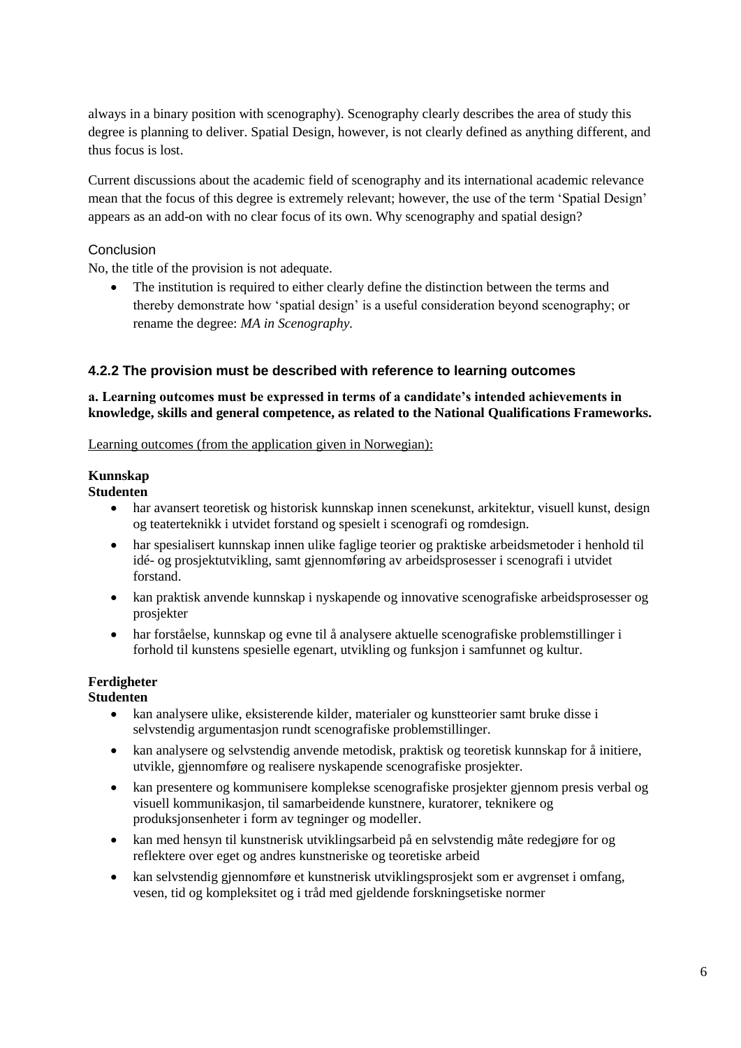always in a binary position with scenography). Scenography clearly describes the area of study this degree is planning to deliver. Spatial Design, however, is not clearly defined as anything different, and thus focus is lost.

Current discussions about the academic field of scenography and its international academic relevance mean that the focus of this degree is extremely relevant; however, the use of the term 'Spatial Design' appears as an add-on with no clear focus of its own. Why scenography and spatial design?

#### Conclusion

No, the title of the provision is not adequate.

- The institution is required to either clearly define the distinction between the terms and thereby demonstrate how 'spatial design' is a useful consideration beyond scenography; or rename the degree: *MA in Scenography.*

### 4.2.2 The provision must be described with reference to learning outcomes

**a. Learning outcomes must be expressed in terms of a candidate's intended achievements in knowledge, skills and general competence, as related to the National Qualifications Frameworks.**

Learning outcomes (from the application given in Norwegian):

**Kunnskap**
**Studenten**

- har avansert teoretisk og historisk kunnskap innen scenekunst, arkitektur, visuell kunst, design og teaterteknikk i utvidet forstand og spesielt i scenografi og romdesign.
- har spesialisert kunnskap innen ulike faglige teorier og praktiske arbeidsmetoder i henhold til idé- og prosjektutvikling, samt gjennomføring av arbeidsprosesser i scenografi i utvidet forstand.
- kan praktisk anvende kunnskap i nyskapende og innovative scenografiske arbeidsprosesser og prosjekter
- har forståelse, kunnskap og evne til å analysere aktuelle scenografiske problemstillinger i forhold til kunstens spesielle egenart, utvikling og funksjon i samfunnet og kultur.

**Ferdigheter**
**Studenten**

- kan analysere ulike, eksisterende kilder, materialer og kunstteorier samt bruke disse i selvstendig argumentasjon rundt scenografiske problemstillinger.
- kan analysere og selvstendig anvende metodisk, praktisk og teoretisk kunnskap for å initiere, utvikle, gjennomføre og realisere nyskapende scenografiske prosjekter.
- kan presentere og kommunisere komplekse scenografiske prosjekter gjennom presis verbal og visuell kommunikasjon, til samarbeidende kunstnere, kuratorer, teknikere og produksjonsenheter i form av tegninger og modeller.
- kan med hensyn til kunstnerisk utviklingsarbeid på en selvstendig måte redegjøre for og reflektere over eget og andres kunstneriske og teoretiske arbeid
- kan selvstendig gjennomføre et kunstnerisk utviklingsprosjekt som er avgrenset i omfang, vesen, tid og kompleksitet og i tråd med gjeldende forskningsetiske normer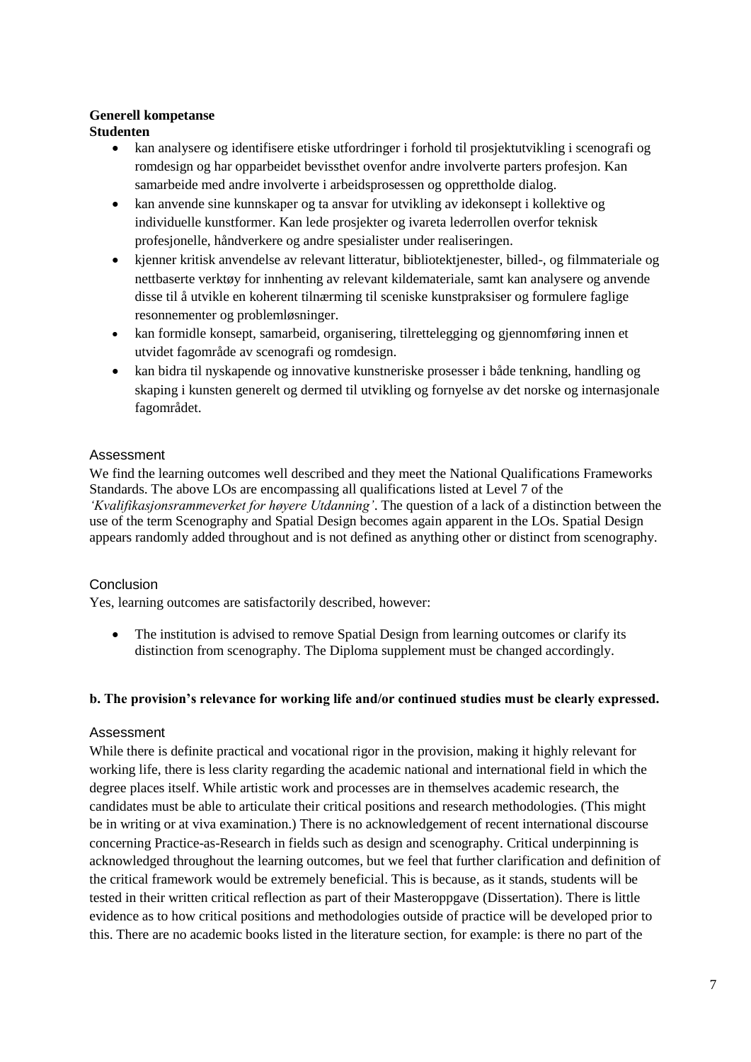**Generell kompetanse**
**Studenten**

- kan analysere og identifisere etiske utfordringer i forhold til prosjektutvikling i scenografi og romdesign og har opparbeidet bevissthet ovenfor andre involverte parters profesjon. Kan samarbeide med andre involverte i arbeidsprosessen og opprettholde dialog.
- kan anvende sine kunnskaper og ta ansvar for utvikling av idekonsept i kollektive og individuelle kunstformer. Kan lede prosjekter og ivareta lederrollen overfor teknisk profesjonelle, håndverkere og andre spesialister under realiseringen.
- kjenner kritisk anvendelse av relevant litteratur, bibliotektjenester, billed-, og filmmateriale og nettbaserte verktøy for innhenting av relevant kildemateriale, samt kan analysere og anvende disse til å utvikle en koherent tilnærming til sceniske kunstpraksiser og formulere faglige resonnementer og problemløsninger.
- kan formidle konsept, samarbeid, organisering, tilrettelegging og gjennomføring innen et utvidet fagområde av scenografi og romdesign.
- kan bidra til nyskapende og innovative kunstneriske prosesser i både tenkning, handling og skaping i kunsten generelt og dermed til utvikling og fornyelse av det norske og internasjonale fagområdet.

### Assessment

We find the learning outcomes well described and they meet the National Qualifications Frameworks Standards. The above LOs are encompassing all qualifications listed at Level 7 of the *'Kvalifikasjonsrammeverket for høyere Utdanning'*. The question of a lack of a distinction between the use of the term Scenography and Spatial Design becomes again apparent in the LOs. Spatial Design appears randomly added throughout and is not defined as anything other or distinct from scenography.

### Conclusion

Yes, learning outcomes are satisfactorily described, however:

- The institution is advised to remove Spatial Design from learning outcomes or clarify its distinction from scenography. The Diploma supplement must be changed accordingly.

**b. The provision's relevance for working life and/or continued studies must be clearly expressed.**

### Assessment

While there is definite practical and vocational rigor in the provision, making it highly relevant for working life, there is less clarity regarding the academic national and international field in which the degree places itself. While artistic work and processes are in themselves academic research, the candidates must be able to articulate their critical positions and research methodologies. (This might be in writing or at viva examination.) There is no acknowledgement of recent international discourse concerning Practice-as-Research in fields such as design and scenography. Critical underpinning is acknowledged throughout the learning outcomes, but we feel that further clarification and definition of the critical framework would be extremely beneficial. This is because, as it stands, students will be tested in their written critical reflection as part of their Masteroppgave (Dissertation). There is little evidence as to how critical positions and methodologies outside of practice will be developed prior to this. There are no academic books listed in the literature section, for example: is there no part of the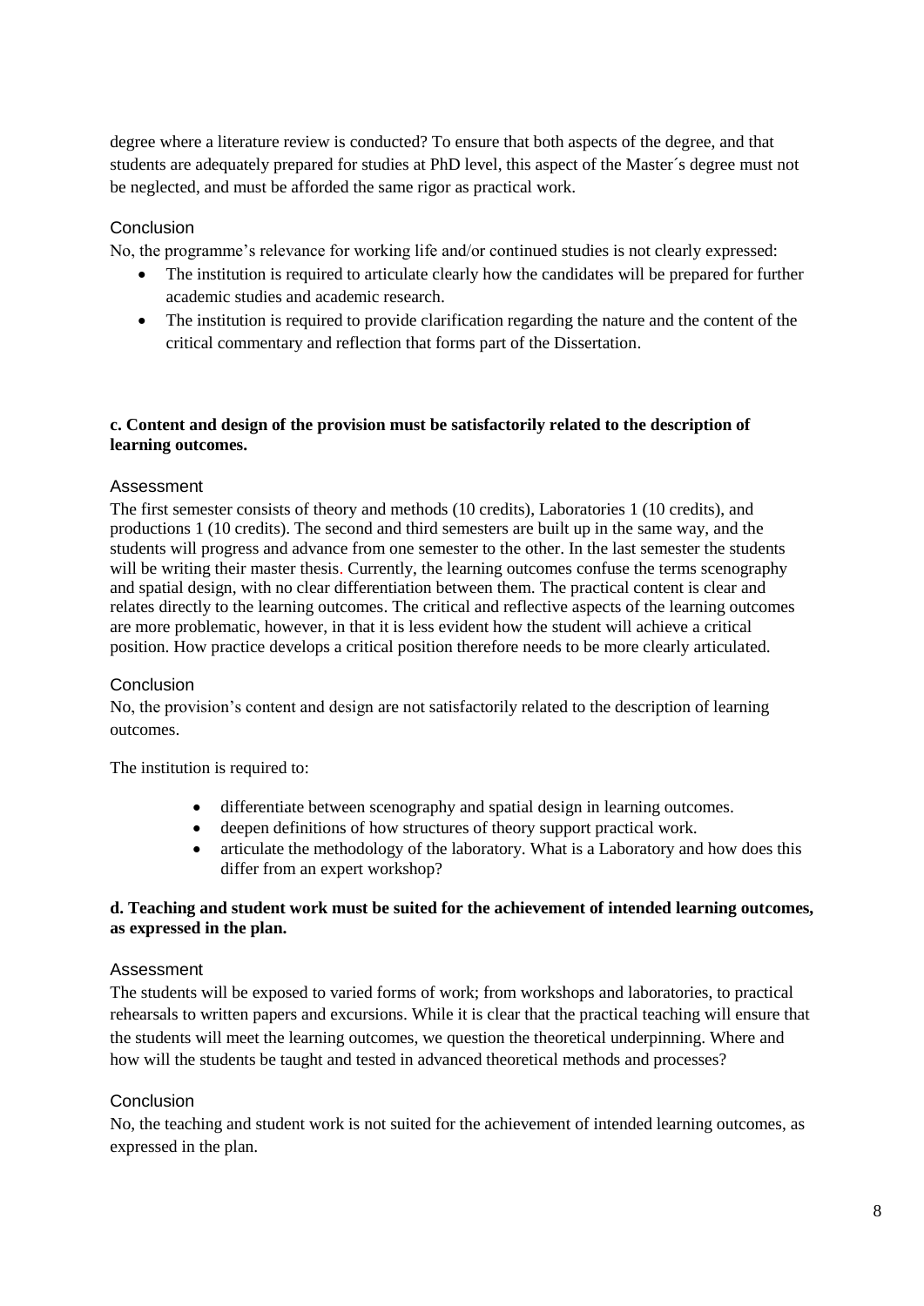degree where a literature review is conducted? To ensure that both aspects of the degree, and that students are adequately prepared for studies at PhD level, this aspect of the Master´s degree must not be neglected, and must be afforded the same rigor as practical work.

### Conclusion

No, the programme's relevance for working life and/or continued studies is not clearly expressed:

- The institution is required to articulate clearly how the candidates will be prepared for further academic studies and academic research.
- The institution is required to provide clarification regarding the nature and the content of the critical commentary and reflection that forms part of the Dissertation.

**c. Content and design of the provision must be satisfactorily related to the description of learning outcomes.**

### Assessment

The first semester consists of theory and methods (10 credits), Laboratories 1 (10 credits), and productions 1 (10 credits). The second and third semesters are built up in the same way, and the students will progress and advance from one semester to the other. In the last semester the students will be writing their master thesis. Currently, the learning outcomes confuse the terms scenography and spatial design, with no clear differentiation between them. The practical content is clear and relates directly to the learning outcomes. The critical and reflective aspects of the learning outcomes are more problematic, however, in that it is less evident how the student will achieve a critical position. How practice develops a critical position therefore needs to be more clearly articulated.

### Conclusion

No, the provision's content and design are not satisfactorily related to the description of learning outcomes.

The institution is required to:

- differentiate between scenography and spatial design in learning outcomes.
- deepen definitions of how structures of theory support practical work.
- articulate the methodology of the laboratory. What is a Laboratory and how does this differ from an expert workshop?

**d. Teaching and student work must be suited for the achievement of intended learning outcomes, as expressed in the plan.**

### Assessment

The students will be exposed to varied forms of work; from workshops and laboratories, to practical rehearsals to written papers and excursions. While it is clear that the practical teaching will ensure that the students will meet the learning outcomes, we question the theoretical underpinning. Where and how will the students be taught and tested in advanced theoretical methods and processes?

### Conclusion

No, the teaching and student work is not suited for the achievement of intended learning outcomes, as expressed in the plan.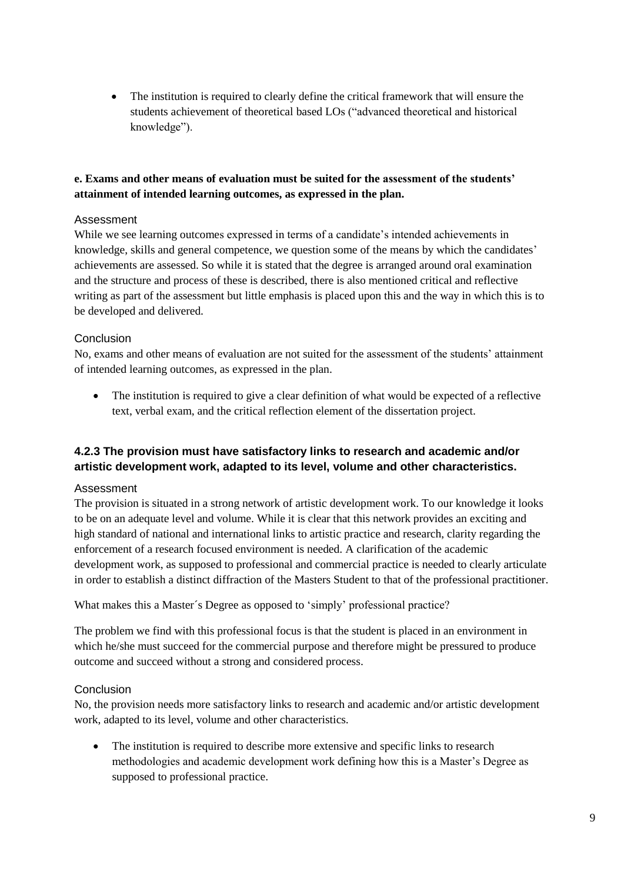- The institution is required to clearly define the critical framework that will ensure the students achievement of theoretical based LOs ("advanced theoretical and historical knowledge").

**e. Exams and other means of evaluation must be suited for the assessment of the students' attainment of intended learning outcomes, as expressed in the plan.**

#### Assessment

While we see learning outcomes expressed in terms of a candidate's intended achievements in knowledge, skills and general competence, we question some of the means by which the candidates' achievements are assessed. So while it is stated that the degree is arranged around oral examination and the structure and process of these is described, there is also mentioned critical and reflective writing as part of the assessment but little emphasis is placed upon this and the way in which this is to be developed and delivered.

#### Conclusion

No, exams and other means of evaluation are not suited for the assessment of the students' attainment of intended learning outcomes, as expressed in the plan.

- The institution is required to give a clear definition of what would be expected of a reflective text, verbal exam, and the critical reflection element of the dissertation project.

### 4.2.3 The provision must have satisfactory links to research and academic and/or artistic development work, adapted to its level, volume and other characteristics.

#### Assessment

The provision is situated in a strong network of artistic development work. To our knowledge it looks to be on an adequate level and volume. While it is clear that this network provides an exciting and high standard of national and international links to artistic practice and research, clarity regarding the enforcement of a research focused environment is needed. A clarification of the academic development work, as supposed to professional and commercial practice is needed to clearly articulate in order to establish a distinct diffraction of the Masters Student to that of the professional practitioner.

What makes this a Master´s Degree as opposed to 'simply' professional practice?

The problem we find with this professional focus is that the student is placed in an environment in which he/she must succeed for the commercial purpose and therefore might be pressured to produce outcome and succeed without a strong and considered process.

#### Conclusion

No, the provision needs more satisfactory links to research and academic and/or artistic development work, adapted to its level, volume and other characteristics.

- The institution is required to describe more extensive and specific links to research methodologies and academic development work defining how this is a Master's Degree as supposed to professional practice.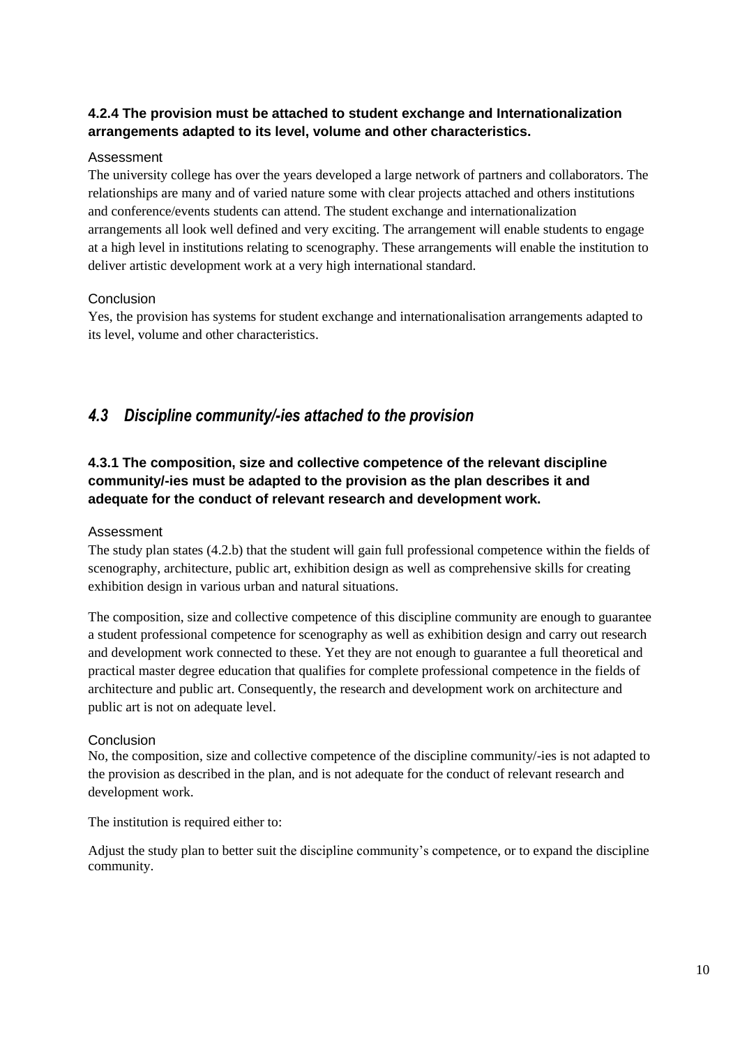#### 4.2.4 The provision must be attached to student exchange and Internationalization arrangements adapted to its level, volume and other characteristics.

Assessment

The university college has over the years developed a large network of partners and collaborators. The relationships are many and of varied nature some with clear projects attached and others institutions and conference/events students can attend. The student exchange and internationalization arrangements all look well defined and very exciting. The arrangement will enable students to engage at a high level in institutions relating to scenography. These arrangements will enable the institution to deliver artistic development work at a very high international standard.

Conclusion

Yes, the provision has systems for student exchange and internationalisation arrangements adapted to its level, volume and other characteristics.

## *4.3 Discipline community/-ies attached to the provision*

#### 4.3.1 The composition, size and collective competence of the relevant discipline community/-ies must be adapted to the provision as the plan describes it and adequate for the conduct of relevant research and development work.

Assessment

The study plan states (4.2.b) that the student will gain full professional competence within the fields of scenography, architecture, public art, exhibition design as well as comprehensive skills for creating exhibition design in various urban and natural situations.

The composition, size and collective competence of this discipline community are enough to guarantee a student professional competence for scenography as well as exhibition design and carry out research and development work connected to these. Yet they are not enough to guarantee a full theoretical and practical master degree education that qualifies for complete professional competence in the fields of architecture and public art. Consequently, the research and development work on architecture and public art is not on adequate level.

Conclusion

No, the composition, size and collective competence of the discipline community/-ies is not adapted to the provision as described in the plan, and is not adequate for the conduct of relevant research and development work.

The institution is required either to:

Adjust the study plan to better suit the discipline community's competence, or to expand the discipline community.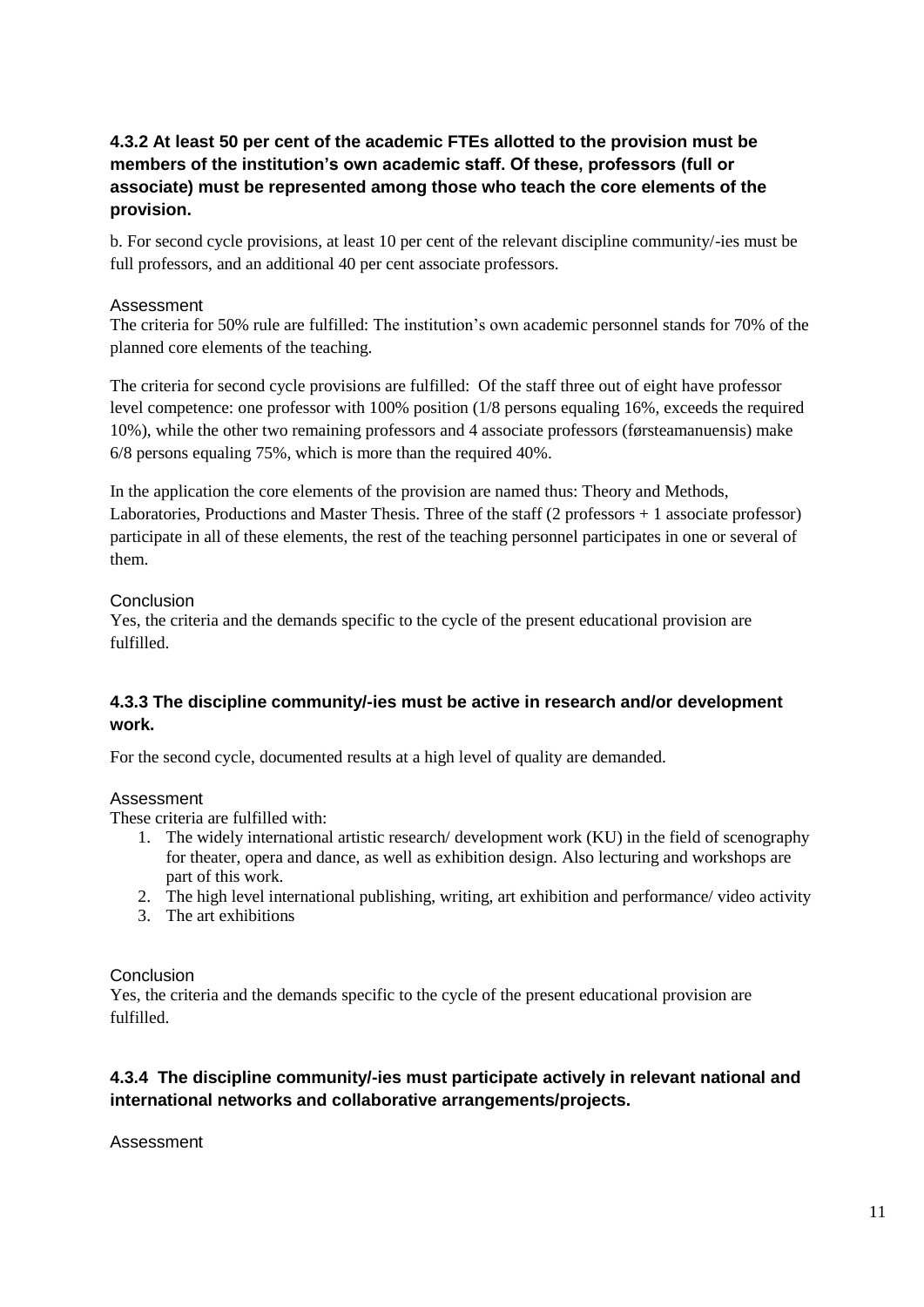### 4.3.2 At least 50 per cent of the academic FTEs allotted to the provision must be members of the institution's own academic staff. Of these, professors (full or associate) must be represented among those who teach the core elements of the provision.

b. For second cycle provisions, at least 10 per cent of the relevant discipline community/-ies must be full professors, and an additional 40 per cent associate professors.

Assessment

The criteria for 50% rule are fulfilled: The institution's own academic personnel stands for 70% of the planned core elements of the teaching.

The criteria for second cycle provisions are fulfilled: Of the staff three out of eight have professor level competence: one professor with 100% position (1/8 persons equaling 16%, exceeds the required 10%), while the other two remaining professors and 4 associate professors (førsteamanuensis) make 6/8 persons equaling 75%, which is more than the required 40%.

In the application the core elements of the provision are named thus: Theory and Methods, Laboratories, Productions and Master Thesis. Three of the staff (2 professors + 1 associate professor) participate in all of these elements, the rest of the teaching personnel participates in one or several of them.

Conclusion

Yes, the criteria and the demands specific to the cycle of the present educational provision are fulfilled.

### 4.3.3 The discipline community/-ies must be active in research and/or development work.

For the second cycle, documented results at a high level of quality are demanded.

Assessment

These criteria are fulfilled with:

1. The widely international artistic research/ development work (KU) in the field of scenography for theater, opera and dance, as well as exhibition design. Also lecturing and workshops are part of this work.
2. The high level international publishing, writing, art exhibition and performance/ video activity
3. The art exhibitions

Conclusion

Yes, the criteria and the demands specific to the cycle of the present educational provision are fulfilled.

### 4.3.4 The discipline community/-ies must participate actively in relevant national and international networks and collaborative arrangements/projects.

Assessment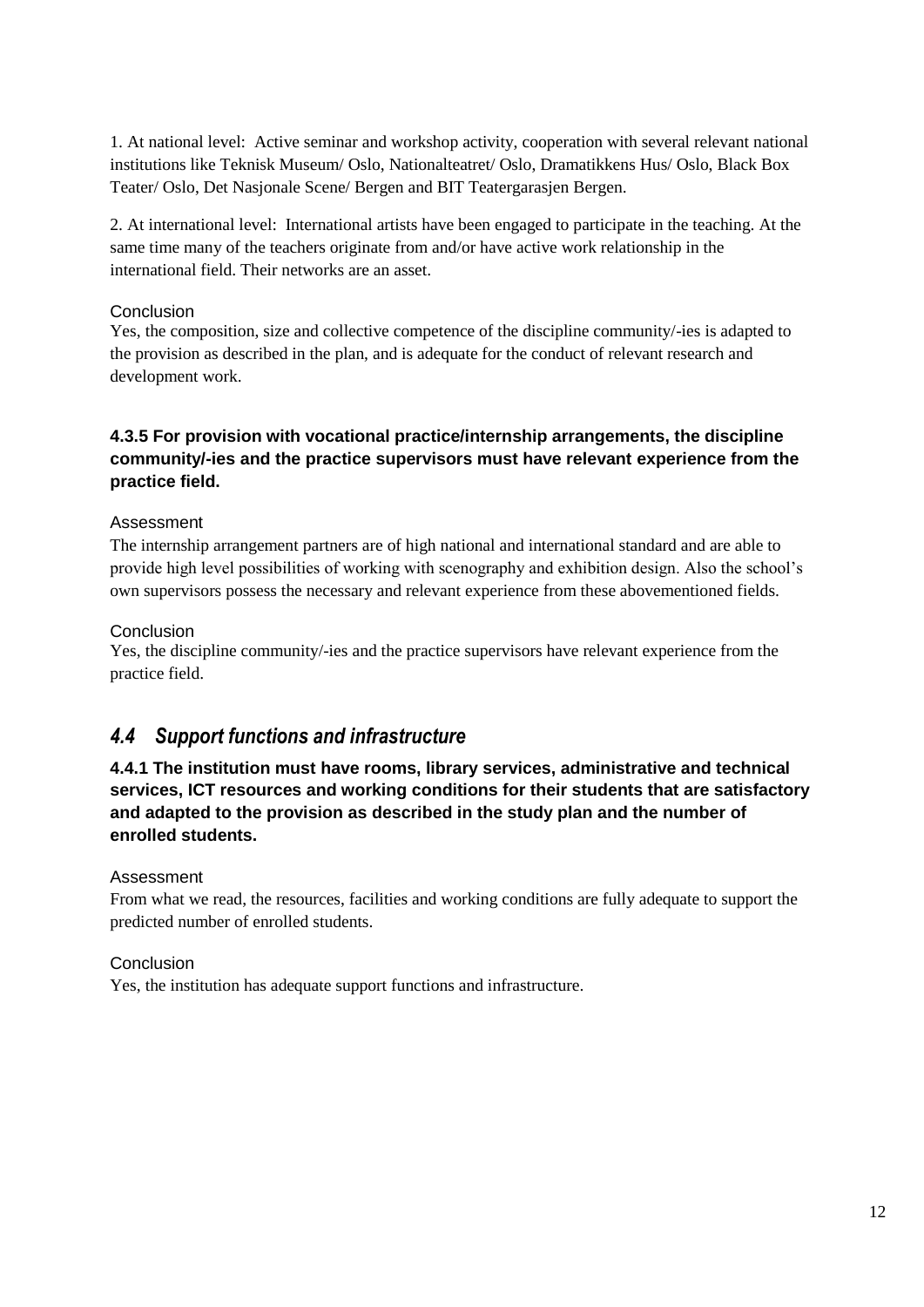1. At national level: Active seminar and workshop activity, cooperation with several relevant national institutions like Teknisk Museum/ Oslo, Nationalteatret/ Oslo, Dramatikkens Hus/ Oslo, Black Box Teater/ Oslo, Det Nasjonale Scene/ Bergen and BIT Teatergarasjen Bergen.

2. At international level: International artists have been engaged to participate in the teaching. At the same time many of the teachers originate from and/or have active work relationship in the international field. Their networks are an asset.

Conclusion

Yes, the composition, size and collective competence of the discipline community/-ies is adapted to the provision as described in the plan, and is adequate for the conduct of relevant research and development work.

#### 4.3.5 For provision with vocational practice/internship arrangements, the discipline community/-ies and the practice supervisors must have relevant experience from the practice field.

Assessment

The internship arrangement partners are of high national and international standard and are able to provide high level possibilities of working with scenography and exhibition design. Also the school's own supervisors possess the necessary and relevant experience from these abovementioned fields.

Conclusion

Yes, the discipline community/-ies and the practice supervisors have relevant experience from the practice field.

## *4.4 Support functions and infrastructure*

#### 4.4.1 The institution must have rooms, library services, administrative and technical services, ICT resources and working conditions for their students that are satisfactory and adapted to the provision as described in the study plan and the number of enrolled students.

Assessment

From what we read, the resources, facilities and working conditions are fully adequate to support the predicted number of enrolled students.

Conclusion

Yes, the institution has adequate support functions and infrastructure.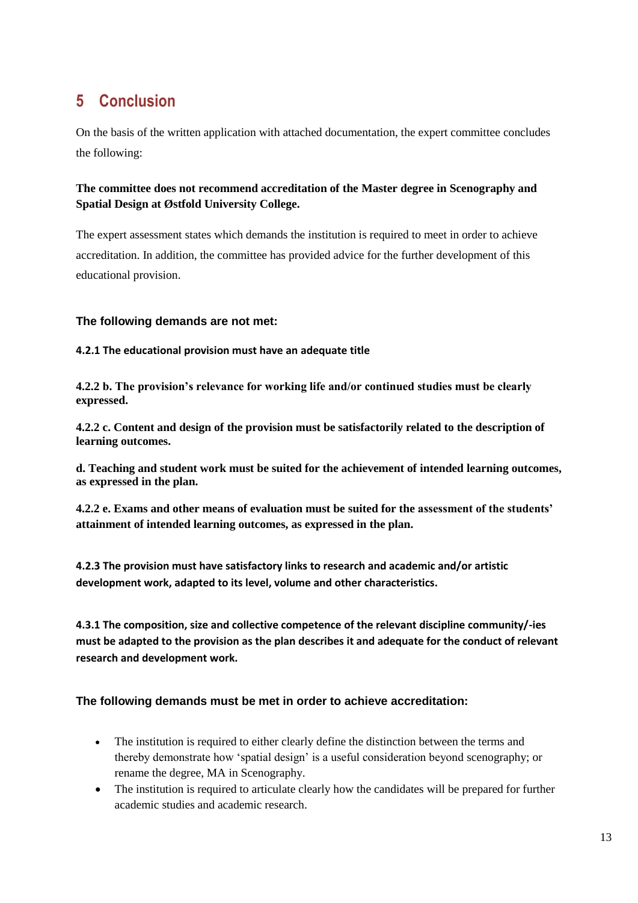# 5 Conclusion

On the basis of the written application with attached documentation, the expert committee concludes the following:

**The committee does not recommend accreditation of the Master degree in Scenography and Spatial Design at Østfold University College.**

The expert assessment states which demands the institution is required to meet in order to achieve accreditation. In addition, the committee has provided advice for the further development of this educational provision.

### The following demands are not met:

**4.2.1 The educational provision must have an adequate title**

**4.2.2 b. The provision's relevance for working life and/or continued studies must be clearly expressed.**

**4.2.2 c. Content and design of the provision must be satisfactorily related to the description of learning outcomes.**

**d. Teaching and student work must be suited for the achievement of intended learning outcomes, as expressed in the plan.**

**4.2.2 e. Exams and other means of evaluation must be suited for the assessment of the students' attainment of intended learning outcomes, as expressed in the plan.**

**4.2.3 The provision must have satisfactory links to research and academic and/or artistic development work, adapted to its level, volume and other characteristics.**

**4.3.1 The composition, size and collective competence of the relevant discipline community/-ies must be adapted to the provision as the plan describes it and adequate for the conduct of relevant research and development work.**

### The following demands must be met in order to achieve accreditation:

- The institution is required to either clearly define the distinction between the terms and thereby demonstrate how 'spatial design' is a useful consideration beyond scenography; or rename the degree, MA in Scenography.
- The institution is required to articulate clearly how the candidates will be prepared for further academic studies and academic research.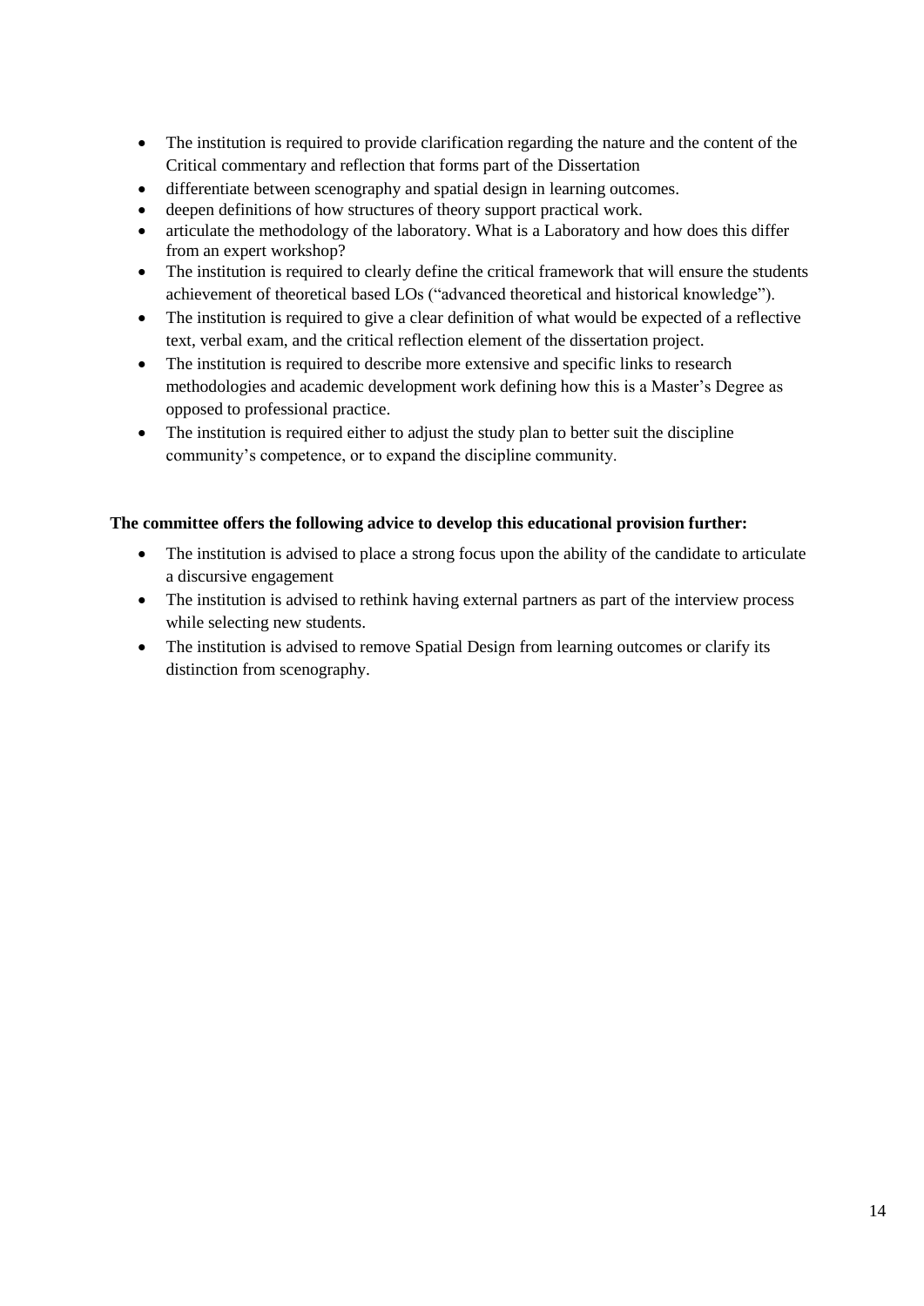- The institution is required to provide clarification regarding the nature and the content of the Critical commentary and reflection that forms part of the Dissertation
- differentiate between scenography and spatial design in learning outcomes.
- deepen definitions of how structures of theory support practical work.
- articulate the methodology of the laboratory. What is a Laboratory and how does this differ from an expert workshop?
- The institution is required to clearly define the critical framework that will ensure the students achievement of theoretical based LOs ("advanced theoretical and historical knowledge").
- The institution is required to give a clear definition of what would be expected of a reflective text, verbal exam, and the critical reflection element of the dissertation project.
- The institution is required to describe more extensive and specific links to research methodologies and academic development work defining how this is a Master's Degree as opposed to professional practice.
- The institution is required either to adjust the study plan to better suit the discipline community's competence, or to expand the discipline community.

**The committee offers the following advice to develop this educational provision further:**

- The institution is advised to place a strong focus upon the ability of the candidate to articulate a discursive engagement
- The institution is advised to rethink having external partners as part of the interview process while selecting new students.
- The institution is advised to remove Spatial Design from learning outcomes or clarify its distinction from scenography.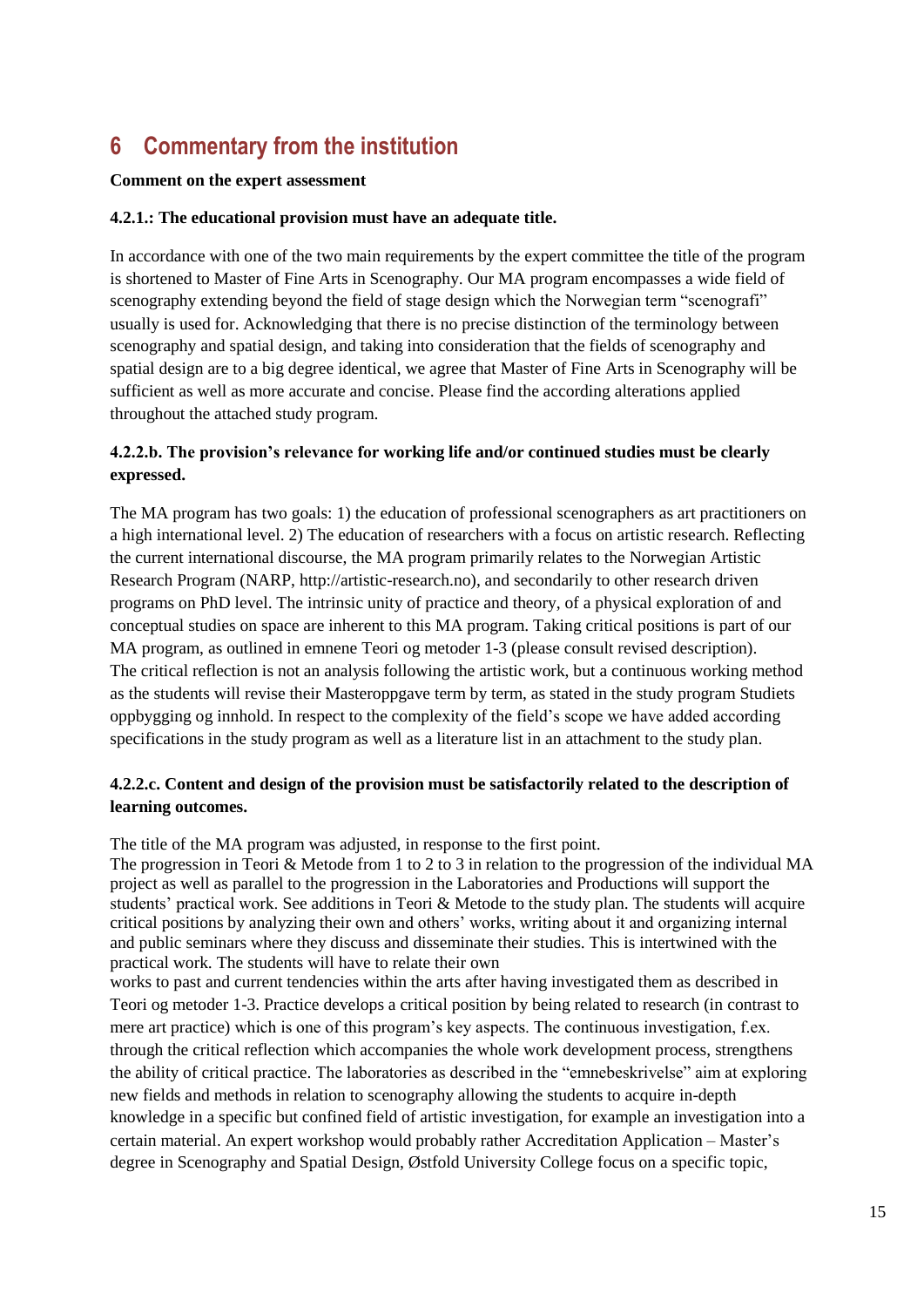# 6 Commentary from the institution

**Comment on the expert assessment**

**4.2.1.: The educational provision must have an adequate title.**

In accordance with one of the two main requirements by the expert committee the title of the program is shortened to Master of Fine Arts in Scenography. Our MA program encompasses a wide field of scenography extending beyond the field of stage design which the Norwegian term "scenografi" usually is used for. Acknowledging that there is no precise distinction of the terminology between scenography and spatial design, and taking into consideration that the fields of scenography and spatial design are to a big degree identical, we agree that Master of Fine Arts in Scenography will be sufficient as well as more accurate and concise. Please find the according alterations applied throughout the attached study program.

**4.2.2.b. The provision's relevance for working life and/or continued studies must be clearly expressed.**

The MA program has two goals: 1) the education of professional scenographers as art practitioners on a high international level. 2) The education of researchers with a focus on artistic research. Reflecting the current international discourse, the MA program primarily relates to the Norwegian Artistic Research Program (NARP, http://artistic-research.no), and secondarily to other research driven programs on PhD level. The intrinsic unity of practice and theory, of a physical exploration of and conceptual studies on space are inherent to this MA program. Taking critical positions is part of our MA program, as outlined in emnene Teori og metoder 1-3 (please consult revised description). The critical reflection is not an analysis following the artistic work, but a continuous working method as the students will revise their Masteroppgave term by term, as stated in the study program Studiets oppbygging og innhold. In respect to the complexity of the field's scope we have added according specifications in the study program as well as a literature list in an attachment to the study plan.

**4.2.2.c. Content and design of the provision must be satisfactorily related to the description of learning outcomes.**

The title of the MA program was adjusted, in response to the first point.
The progression in Teori & Metode from 1 to 2 to 3 in relation to the progression of the individual MA project as well as parallel to the progression in the Laboratories and Productions will support the students' practical work. See additions in Teori & Metode to the study plan. The students will acquire critical positions by analyzing their own and others' works, writing about it and organizing internal and public seminars where they discuss and disseminate their studies. This is intertwined with the practical work. The students will have to relate their own
works to past and current tendencies within the arts after having investigated them as described in Teori og metoder 1-3. Practice develops a critical position by being related to research (in contrast to mere art practice) which is one of this program's key aspects. The continuous investigation, f.ex. through the critical reflection which accompanies the whole work development process, strengthens the ability of critical practice. The laboratories as described in the "emnebeskrivelse" aim at exploring new fields and methods in relation to scenography allowing the students to acquire in-depth knowledge in a specific but confined field of artistic investigation, for example an investigation into a certain material. An expert workshop would probably rather Accreditation Application – Master's degree in Scenography and Spatial Design, Østfold University College focus on a specific topic,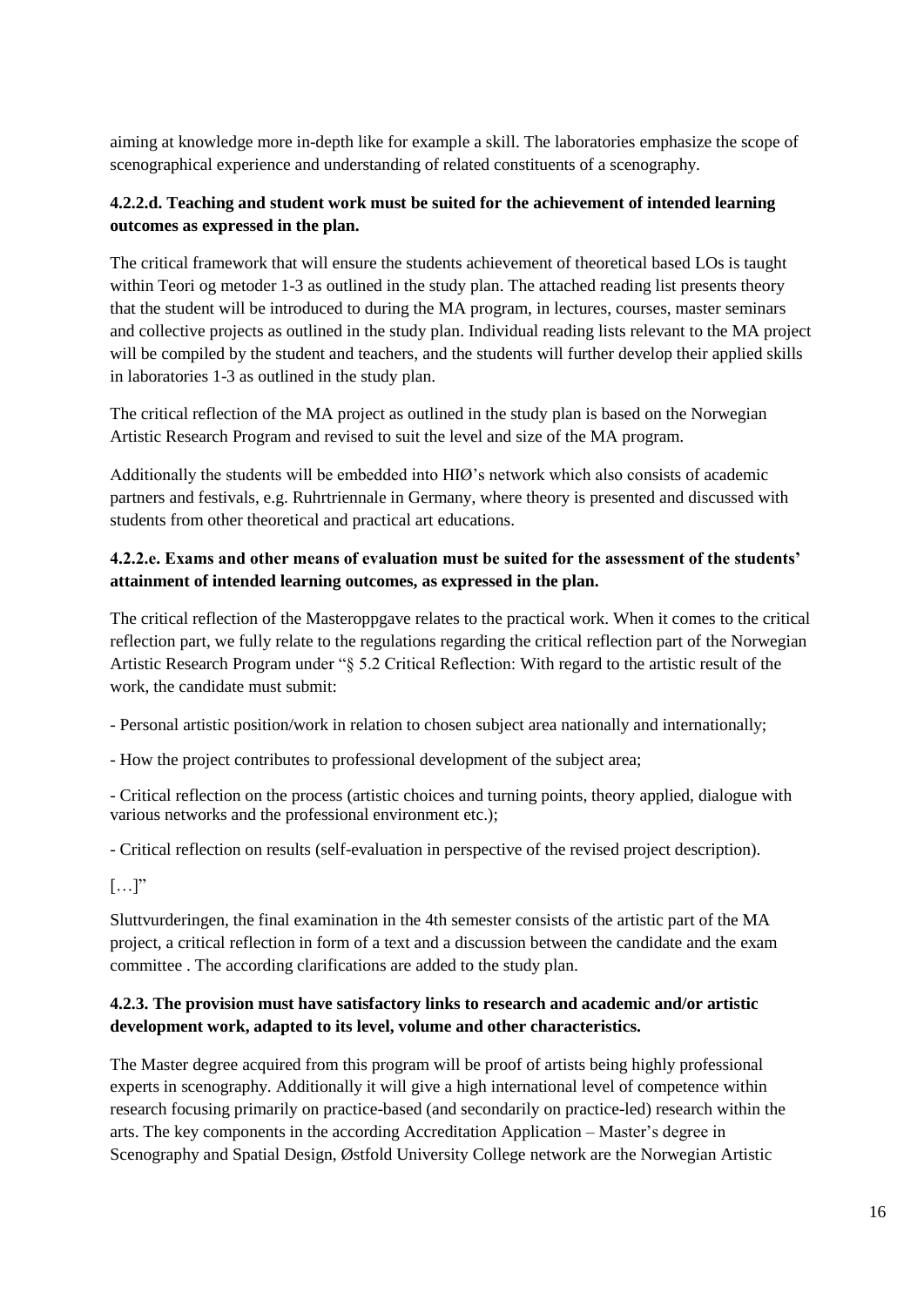aiming at knowledge more in-depth like for example a skill. The laboratories emphasize the scope of scenographical experience and understanding of related constituents of a scenography.

### 4.2.2.d. Teaching and student work must be suited for the achievement of intended learning outcomes as expressed in the plan.

The critical framework that will ensure the students achievement of theoretical based LOs is taught within Teori og metoder 1-3 as outlined in the study plan. The attached reading list presents theory that the student will be introduced to during the MA program, in lectures, courses, master seminars and collective projects as outlined in the study plan. Individual reading lists relevant to the MA project will be compiled by the student and teachers, and the students will further develop their applied skills in laboratories 1-3 as outlined in the study plan.

The critical reflection of the MA project as outlined in the study plan is based on the Norwegian Artistic Research Program and revised to suit the level and size of the MA program.

Additionally the students will be embedded into HIØ's network which also consists of academic partners and festivals, e.g. Ruhrtriennale in Germany, where theory is presented and discussed with students from other theoretical and practical art educations.

### 4.2.2.e. Exams and other means of evaluation must be suited for the assessment of the students' attainment of intended learning outcomes, as expressed in the plan.

The critical reflection of the Masteroppgave relates to the practical work. When it comes to the critical reflection part, we fully relate to the regulations regarding the critical reflection part of the Norwegian Artistic Research Program under "§ 5.2 Critical Reflection: With regard to the artistic result of the work, the candidate must submit:

- Personal artistic position/work in relation to chosen subject area nationally and internationally;

- How the project contributes to professional development of the subject area;

- Critical reflection on the process (artistic choices and turning points, theory applied, dialogue with various networks and the professional environment etc.);

- Critical reflection on results (self-evaluation in perspective of the revised project description).

[…]"

Sluttvurderingen, the final examination in the 4th semester consists of the artistic part of the MA project, a critical reflection in form of a text and a discussion between the candidate and the exam committee . The according clarifications are added to the study plan.

### 4.2.3. The provision must have satisfactory links to research and academic and/or artistic development work, adapted to its level, volume and other characteristics.

The Master degree acquired from this program will be proof of artists being highly professional experts in scenography. Additionally it will give a high international level of competence within research focusing primarily on practice-based (and secondarily on practice-led) research within the arts. The key components in the according Accreditation Application – Master's degree in Scenography and Spatial Design, Østfold University College network are the Norwegian Artistic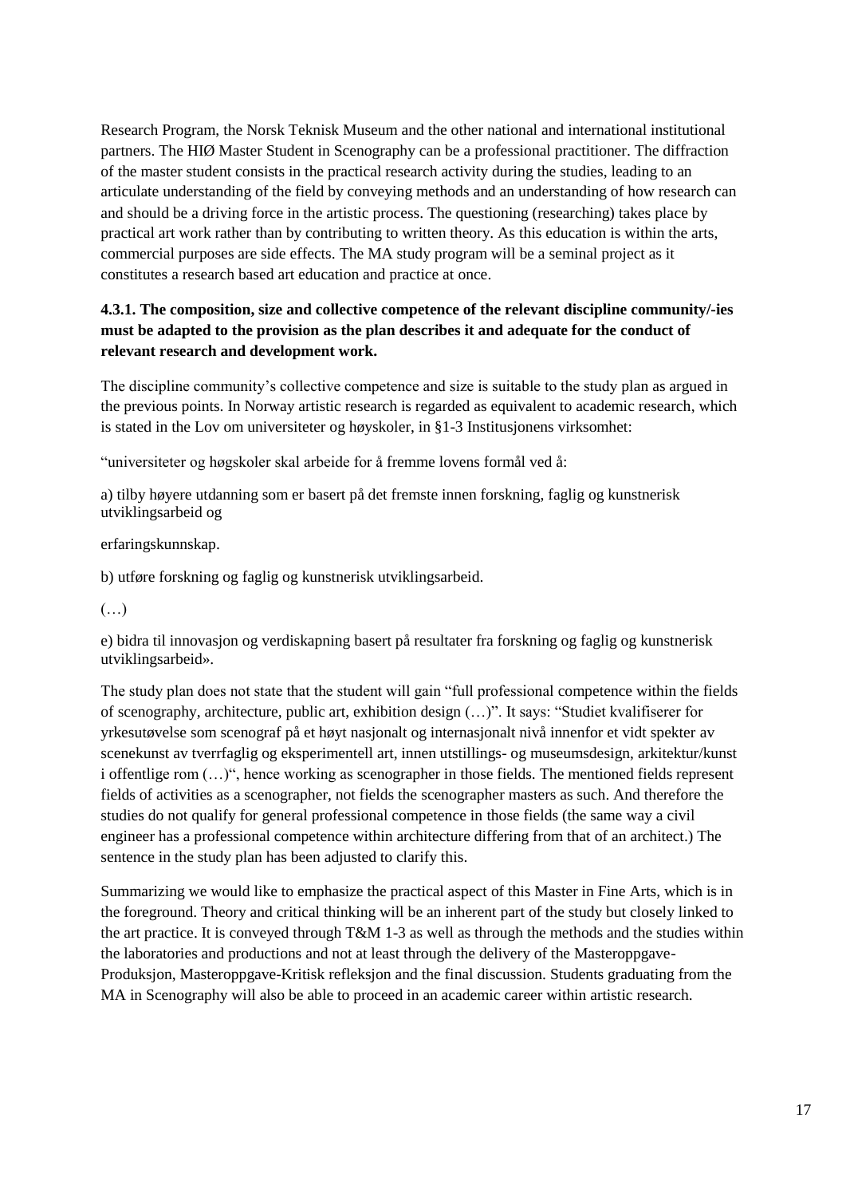Research Program, the Norsk Teknisk Museum and the other national and international institutional partners. The HIØ Master Student in Scenography can be a professional practitioner. The diffraction of the master student consists in the practical research activity during the studies, leading to an articulate understanding of the field by conveying methods and an understanding of how research can and should be a driving force in the artistic process. The questioning (researching) takes place by practical art work rather than by contributing to written theory. As this education is within the arts, commercial purposes are side effects. The MA study program will be a seminal project as it constitutes a research based art education and practice at once.

**4.3.1. The composition, size and collective competence of the relevant discipline community/-ies must be adapted to the provision as the plan describes it and adequate for the conduct of relevant research and development work.**

The discipline community's collective competence and size is suitable to the study plan as argued in the previous points. In Norway artistic research is regarded as equivalent to academic research, which is stated in the Lov om universiteter og høyskoler, in §1-3 Institusjonens virksomhet:

"universiteter og høgskoler skal arbeide for å fremme lovens formål ved å:

a) tilby høyere utdanning som er basert på det fremste innen forskning, faglig og kunstnerisk utviklingsarbeid og

erfaringskunnskap.

b) utføre forskning og faglig og kunstnerisk utviklingsarbeid.

(…)

e) bidra til innovasjon og verdiskapning basert på resultater fra forskning og faglig og kunstnerisk utviklingsarbeid».

The study plan does not state that the student will gain "full professional competence within the fields of scenography, architecture, public art, exhibition design (…)". It says: "Studiet kvalifiserer for yrkesutøvelse som scenograf på et høyt nasjonalt og internasjonalt nivå innenfor et vidt spekter av scenekunst av tverrfaglig og eksperimentell art, innen utstillings- og museumsdesign, arkitektur/kunst i offentlige rom (…)", hence working as scenographer in those fields. The mentioned fields represent fields of activities as a scenographer, not fields the scenographer masters as such. And therefore the studies do not qualify for general professional competence in those fields (the same way a civil engineer has a professional competence within architecture differing from that of an architect.) The sentence in the study plan has been adjusted to clarify this.

Summarizing we would like to emphasize the practical aspect of this Master in Fine Arts, which is in the foreground. Theory and critical thinking will be an inherent part of the study but closely linked to the art practice. It is conveyed through T&M 1-3 as well as through the methods and the studies within the laboratories and productions and not at least through the delivery of the Masteroppgave-Produksjon, Masteroppgave-Kritisk refleksjon and the final discussion. Students graduating from the MA in Scenography will also be able to proceed in an academic career within artistic research.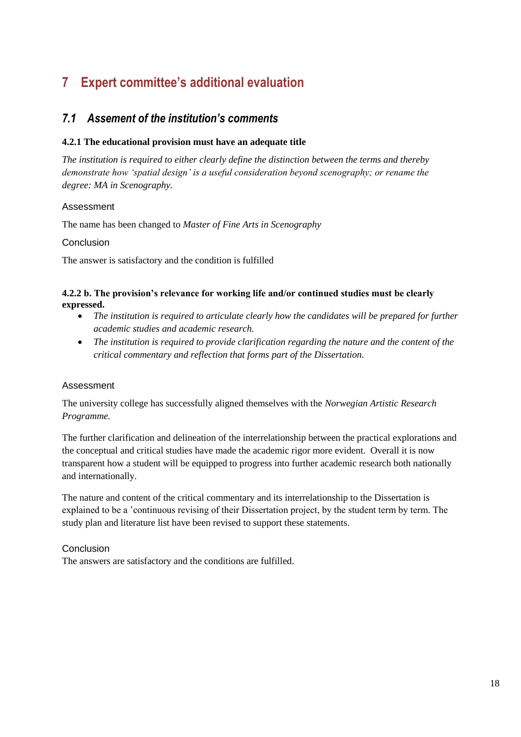# 7 Expert committee's additional evaluation

## *7.1 Assement of the institution's comments*

**4.2.1 The educational provision must have an adequate title**

*The institution is required to either clearly define the distinction between the terms and thereby demonstrate how 'spatial design' is a useful consideration beyond scenography; or rename the degree: MA in Scenography.*

Assessment

The name has been changed to *Master of Fine Arts in Scenography*

Conclusion

The answer is satisfactory and the condition is fulfilled

**4.2.2 b. The provision's relevance for working life and/or continued studies must be clearly expressed.**

- *The institution is required to articulate clearly how the candidates will be prepared for further academic studies and academic research.*
- *The institution is required to provide clarification regarding the nature and the content of the critical commentary and reflection that forms part of the Dissertation.*

Assessment

The university college has successfully aligned themselves with the *Norwegian Artistic Research Programme.*

The further clarification and delineation of the interrelationship between the practical explorations and the conceptual and critical studies have made the academic rigor more evident. Overall it is now transparent how a student will be equipped to progress into further academic research both nationally and internationally.

The nature and content of the critical commentary and its interrelationship to the Dissertation is explained to be a 'continuous revising of their Dissertation project, by the student term by term. The study plan and literature list have been revised to support these statements.

Conclusion

The answers are satisfactory and the conditions are fulfilled.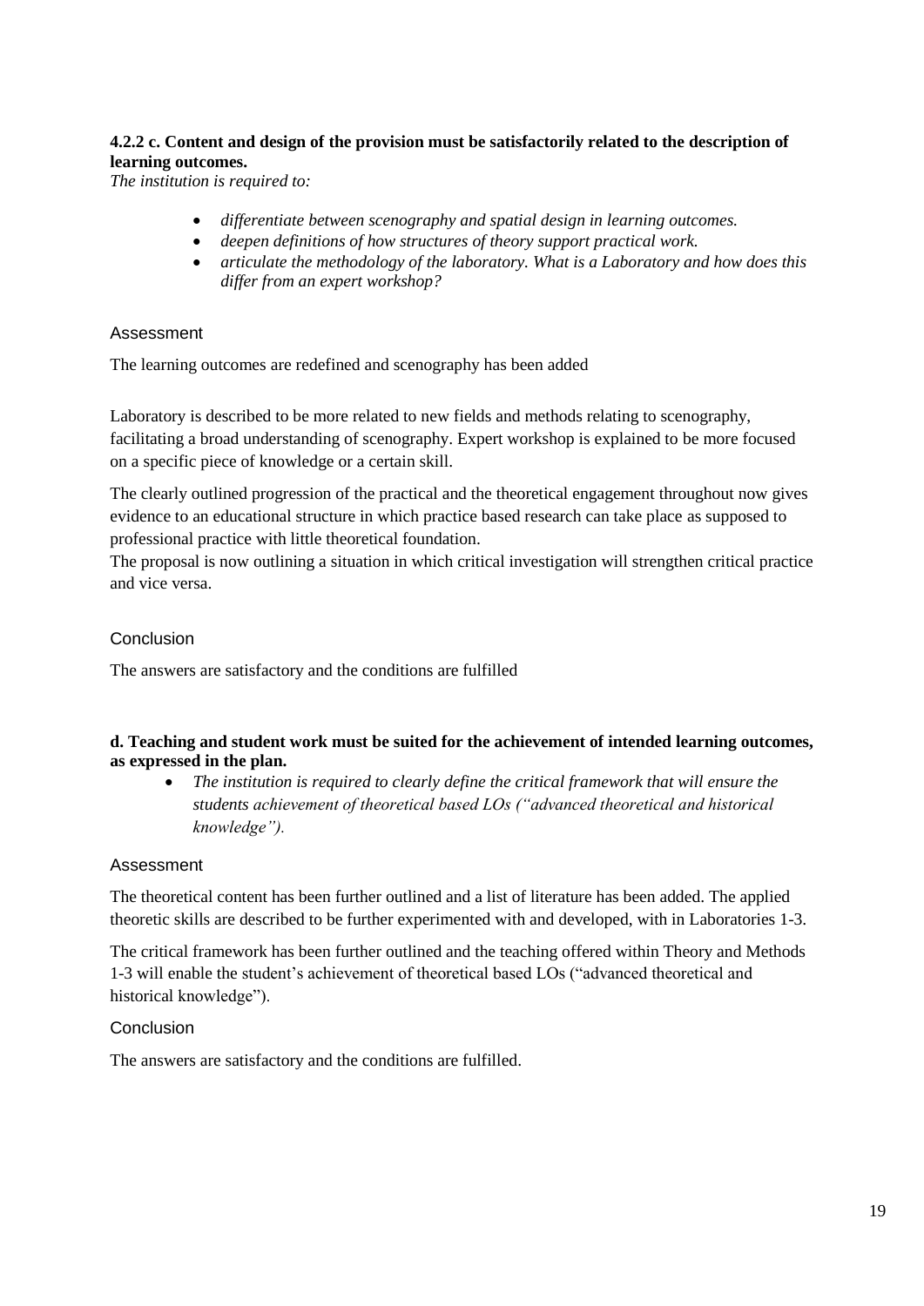**4.2.2 c. Content and design of the provision must be satisfactorily related to the description of learning outcomes.**

*The institution is required to:*

- *differentiate between scenography and spatial design in learning outcomes.*
- *deepen definitions of how structures of theory support practical work.*
- *articulate the methodology of the laboratory. What is a Laboratory and how does this differ from an expert workshop?*

### Assessment

The learning outcomes are redefined and scenography has been added

Laboratory is described to be more related to new fields and methods relating to scenography, facilitating a broad understanding of scenography. Expert workshop is explained to be more focused on a specific piece of knowledge or a certain skill.

The clearly outlined progression of the practical and the theoretical engagement throughout now gives evidence to an educational structure in which practice based research can take place as supposed to professional practice with little theoretical foundation.
The proposal is now outlining a situation in which critical investigation will strengthen critical practice and vice versa.

### Conclusion

The answers are satisfactory and the conditions are fulfilled

**d. Teaching and student work must be suited for the achievement of intended learning outcomes, as expressed in the plan.**

- *The institution is required to clearly define the critical framework that will ensure the students achievement of theoretical based LOs ("advanced theoretical and historical knowledge").*

### Assessment

The theoretical content has been further outlined and a list of literature has been added. The applied theoretic skills are described to be further experimented with and developed, with in Laboratories 1-3.

The critical framework has been further outlined and the teaching offered within Theory and Methods 1-3 will enable the student's achievement of theoretical based LOs ("advanced theoretical and historical knowledge").

### Conclusion

The answers are satisfactory and the conditions are fulfilled.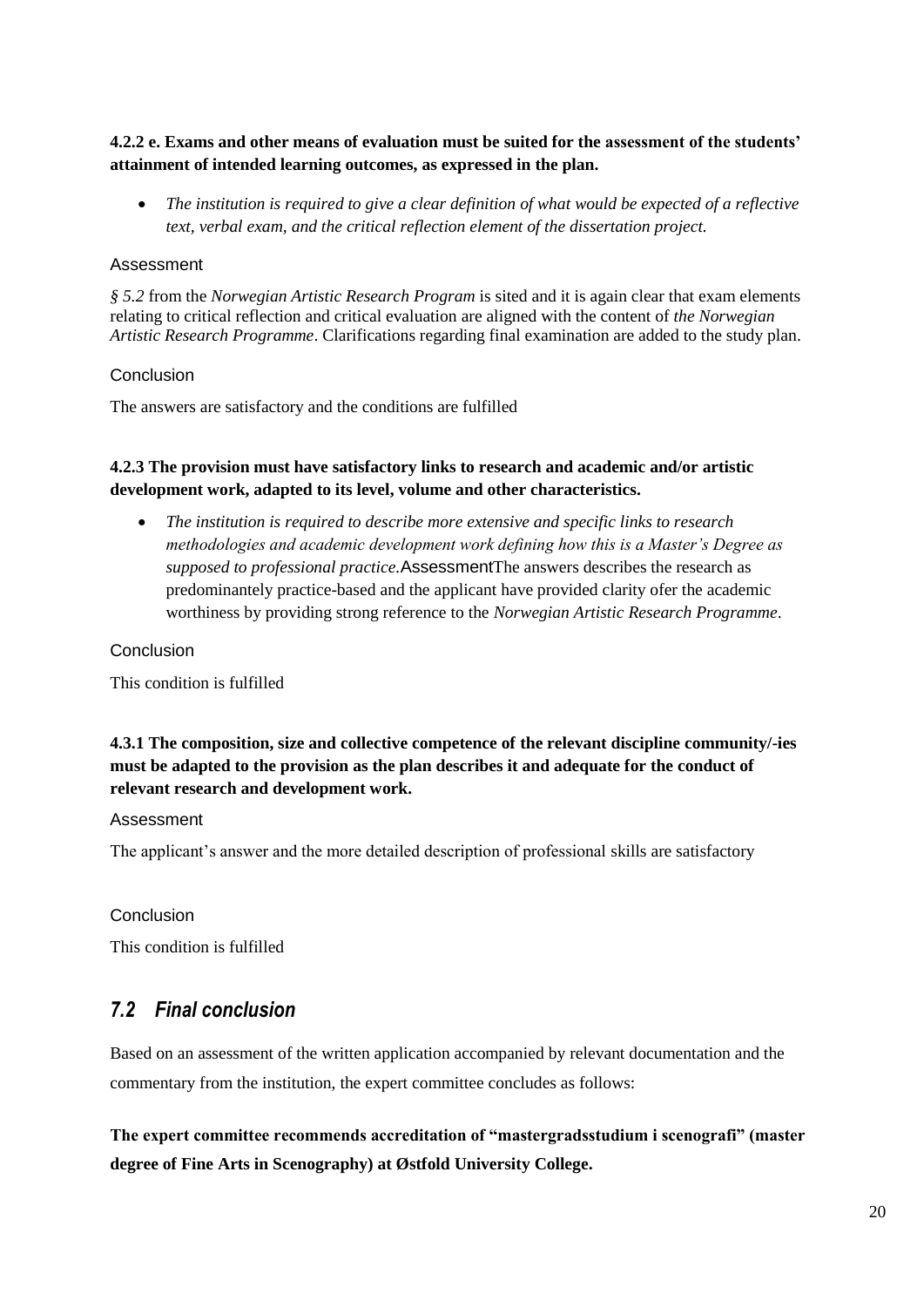**4.2.2 e. Exams and other means of evaluation must be suited for the assessment of the students' attainment of intended learning outcomes, as expressed in the plan.**

- *The institution is required to give a clear definition of what would be expected of a reflective text, verbal exam, and the critical reflection element of the dissertation project.*

Assessment

*§ 5.2* from the *Norwegian Artistic Research Program* is sited and it is again clear that exam elements relating to critical reflection and critical evaluation are aligned with the content of *the Norwegian Artistic Research Programme*. Clarifications regarding final examination are added to the study plan.

Conclusion

The answers are satisfactory and the conditions are fulfilled

**4.2.3 The provision must have satisfactory links to research and academic and/or artistic development work, adapted to its level, volume and other characteristics.**

- *The institution is required to describe more extensive and specific links to research methodologies and academic development work defining how this is a Master's Degree as supposed to professional practice.*AssessmentThe answers describes the research as predominantely practice-based and the applicant have provided clarity ofer the academic worthiness by providing strong reference to the *Norwegian Artistic Research Programme*.

Conclusion

This condition is fulfilled

**4.3.1 The composition, size and collective competence of the relevant discipline community/-ies must be adapted to the provision as the plan describes it and adequate for the conduct of relevant research and development work.**

Assessment

The applicant's answer and the more detailed description of professional skills are satisfactory

Conclusion

This condition is fulfilled

## *7.2 Final conclusion*

Based on an assessment of the written application accompanied by relevant documentation and the commentary from the institution, the expert committee concludes as follows:

**The expert committee recommends accreditation of "mastergradsstudium i scenografi" (master degree of Fine Arts in Scenography) at Østfold University College.**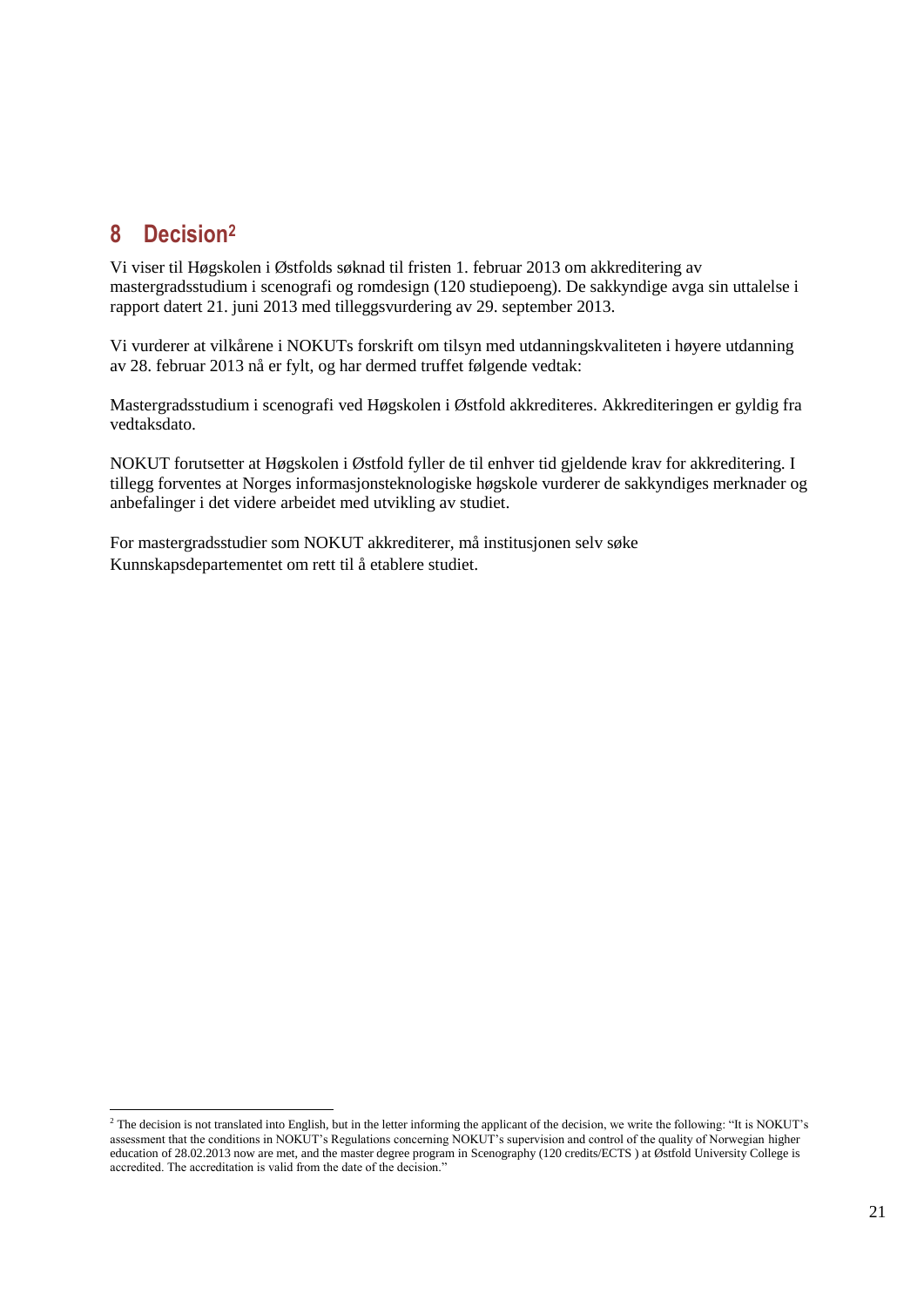# 8 Decision[2]

Vi viser til Høgskolen i Østfolds søknad til fristen 1. februar 2013 om akkreditering av mastergradsstudium i scenografi og romdesign (120 studiepoeng). De sakkyndige avga sin uttalelse i rapport datert 21. juni 2013 med tilleggsvurdering av 29. september 2013.

Vi vurderer at vilkårene i NOKUTs forskrift om tilsyn med utdanningskvaliteten i høyere utdanning av 28. februar 2013 nå er fylt, og har dermed truffet følgende vedtak:

Mastergradsstudium i scenografi ved Høgskolen i Østfold akkrediteres. Akkrediteringen er gyldig fra vedtaksdato.

NOKUT forutsetter at Høgskolen i Østfold fyller de til enhver tid gjeldende krav for akkreditering. I tillegg forventes at Norges informasjonsteknologiske høgskole vurderer de sakkyndiges merknader og anbefalinger i det videre arbeidet med utvikling av studiet.

For mastergradsstudier som NOKUT akkrediterer, må institusjonen selv søke Kunnskapsdepartementet om rett til å etablere studiet.

---

[2] The decision is not translated into English, but in the letter informing the applicant of the decision, we write the following: "It is NOKUT's assessment that the conditions in NOKUT's Regulations concerning NOKUT's supervision and control of the quality of Norwegian higher education of 28.02.2013 now are met, and the master degree program in Scenography (120 credits/ECTS ) at Østfold University College is accredited. The accreditation is valid from the date of the decision."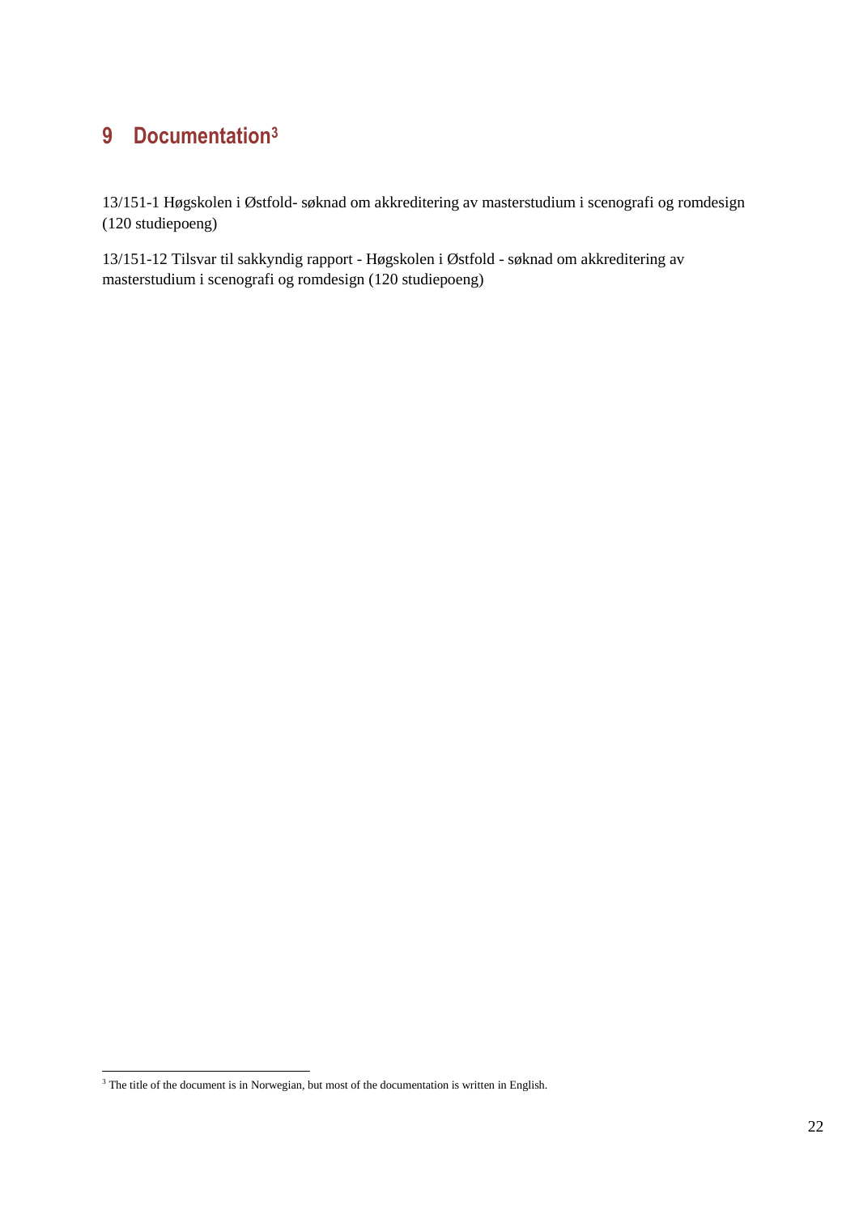# 9 Documentation[3]

13/151-1 Høgskolen i Østfold- søknad om akkreditering av masterstudium i scenografi og romdesign (120 studiepoeng)

13/151-12 Tilsvar til sakkyndig rapport - Høgskolen i Østfold - søknad om akkreditering av masterstudium i scenografi og romdesign (120 studiepoeng)

[3] The title of the document is in Norwegian, but most of the documentation is written in English.